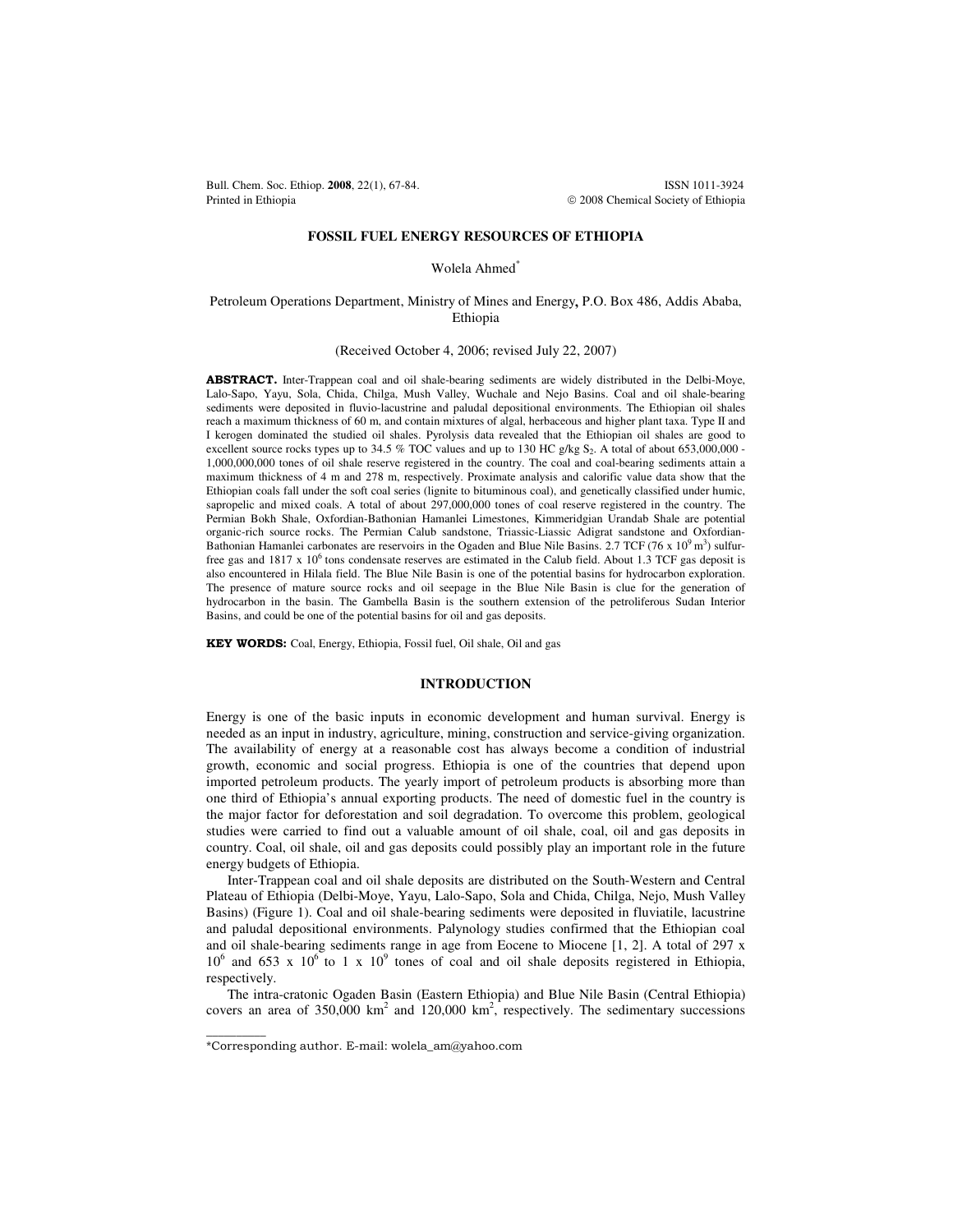# FOSSIL FUEL ENERGY RESOURCES OF ETHIOPIA

Wolela Ahmed*

Petroleum Operations Department, Ministry of Mines and Energy, P.O. Box 486, Addis Ababa, Ethiopia

(Received October 4, 2006; revised July 22, 2007)

**ABSTRACT.** Inter-Trappean coal and oil shale-bearing sediments are widely distributed in the Delbi-Moye, Lalo-Sapo, Yayu, Sola, Chida, Chilga, Mush Valley, Wuchale and Nejo Basins. Coal and oil shale-bearing sediments were deposited in fluvio-lacustrine and paludal depositional environments. The Ethiopian oil shales reach a maximum thickness of 60 m, and contain mixtures of algal, herbaceous and higher plant taxa. Type II and I kerogen dominated the studied oil shales. Pyrolysis data revealed that the Ethiopian oil shales are good to excellent source rocks types up to 34.5 % TOC values and up to 130 HC g/kg $S_2$. A total of about 653,000,000 - 1,000,000,000 tones of oil shale reserve registered in the country. The coal and coal-bearing sediments attain a maximum thickness of 4 m and 278 m, respectively. Proximate analysis and calorific value data show that the Ethiopian coals fall under the soft coal series (lignite to bituminous coal), and genetically classified under humic, sapropelic and mixed coals. A total of about 297,000,000 tones of coal reserve registered in the country. The Permian Bokh Shale, Oxfordian-Bathonian Hamanlei Limestones, Kimmeridgian Urandab Shale are potential organic-rich source rocks. The Permian Calub sandstone, Triassic-Liassic Adigrat sandstone and Oxfordian-Bathonian Hamanlei carbonates are reservoirs in the Ogaden and Blue Nile Basins. 2.7 TCF ($76 \times 10^9$ $m^3$) sulfur-free gas and $1817 \times 10^6$ tons condensate reserves are estimated in the Calub field. About 1.3 TCF gas deposit is also encountered in Hilala field. The Blue Nile Basin is one of the potential basins for hydrocarbon exploration. The presence of mature source rocks and oil seepage in the Blue Nile Basin is clue for the generation of hydrocarbon in the basin. The Gambella Basin is the southern extension of the petroliferous Sudan Interior Basins, and could be one of the potential basins for oil and gas deposits.

**KEY WORDS:** Coal, Energy, Ethiopia, Fossil fuel, Oil shale, Oil and gas

## INTRODUCTION

Energy is one of the basic inputs in economic development and human survival. Energy is needed as an input in industry, agriculture, mining, construction and service-giving organization. The availability of energy at a reasonable cost has always become a condition of industrial growth, economic and social progress. Ethiopia is one of the countries that depend upon imported petroleum products. The yearly import of petroleum products is absorbing more than one third of Ethiopia's annual exporting products. The need of domestic fuel in the country is the major factor for deforestation and soil degradation. To overcome this problem, geological studies were carried to find out a valuable amount of oil shale, coal, oil and gas deposits in country. Coal, oil shale, oil and gas deposits could possibly play an important role in the future energy budgets of Ethiopia.

Inter-Trappean coal and oil shale deposits are distributed on the South-Western and Central Plateau of Ethiopia (Delbi-Moye, Yayu, Lalo-Sapo, Sola and Chida, Chilga, Nejo, Mush Valley Basins) (Figure 1). Coal and oil shale-bearing sediments were deposited in fluviatile, lacustrine and paludal depositional environments. Palynology studies confirmed that the Ethiopian coal and oil shale-bearing sediments range in age from Eocene to Miocene [1, 2]. A total of $297 \times 10^6$ and $653 \times 10^6$ to $1 \times 10^9$ tones of coal and oil shale deposits registered in Ethiopia, respectively.

The intra-cratonic Ogaden Basin (Eastern Ethiopia) and Blue Nile Basin (Central Ethiopia) covers an area of 350,000 $km^2$ and 120,000 $km^2$, respectively. The sedimentary successions

*Corresponding author. E-mail: wolela_am@yahoo.com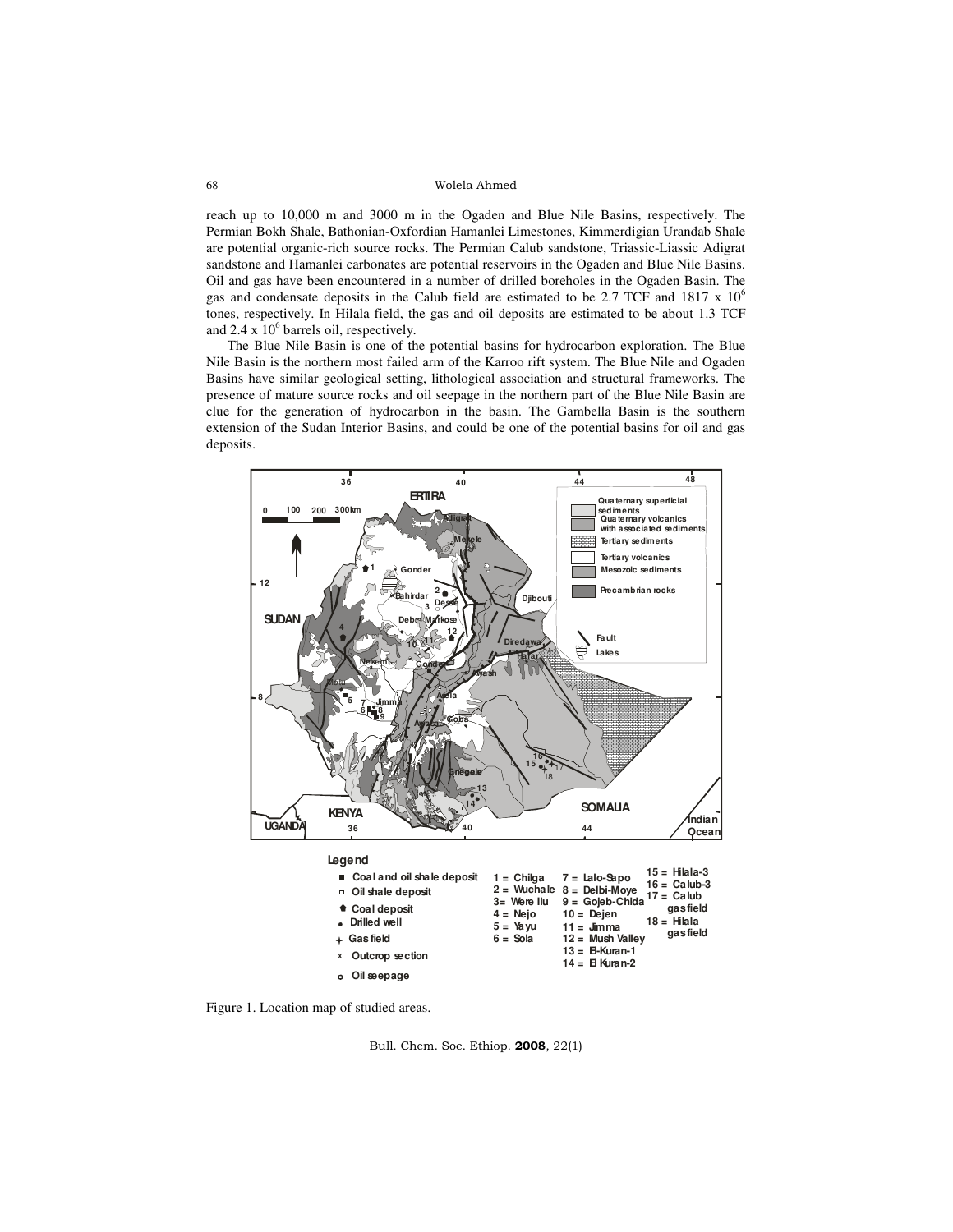reach up to 10,000 m and 3000 m in the Ogaden and Blue Nile Basins, respectively. The Permian Bokh Shale, Bathonian-Oxfordian Hamanlei Limestones, Kimmerdigian Urandab Shale are potential organic-rich source rocks. The Permian Calub sandstone, Triassic-Liassic Adigrat sandstone and Hamanlei carbonates are potential reservoirs in the Ogaden and Blue Nile Basins. Oil and gas have been encountered in a number of drilled boreholes in the Ogaden Basin. The gas and condensate deposits in the Calub field are estimated to be 2.7 TCF and 1817 x $10^6$ tones, respectively. In Hilala field, the gas and oil deposits are estimated to be about 1.3 TCF and 2.4 x $10^6$ barrels oil, respectively.

The Blue Nile Basin is one of the potential basins for hydrocarbon exploration. The Blue Nile Basin is the northern most failed arm of the Karroo rift system. The Blue Nile and Ogaden Basins have similar geological setting, lithological association and structural frameworks. The presence of mature source rocks and oil seepage in the northern part of the Blue Nile Basin are clue for the generation of hydrocarbon in the basin. The Gambella Basin is the southern extension of the Sudan Interior Basins, and could be one of the potential basins for oil and gas deposits.

Figure 1. Location map of studied areas.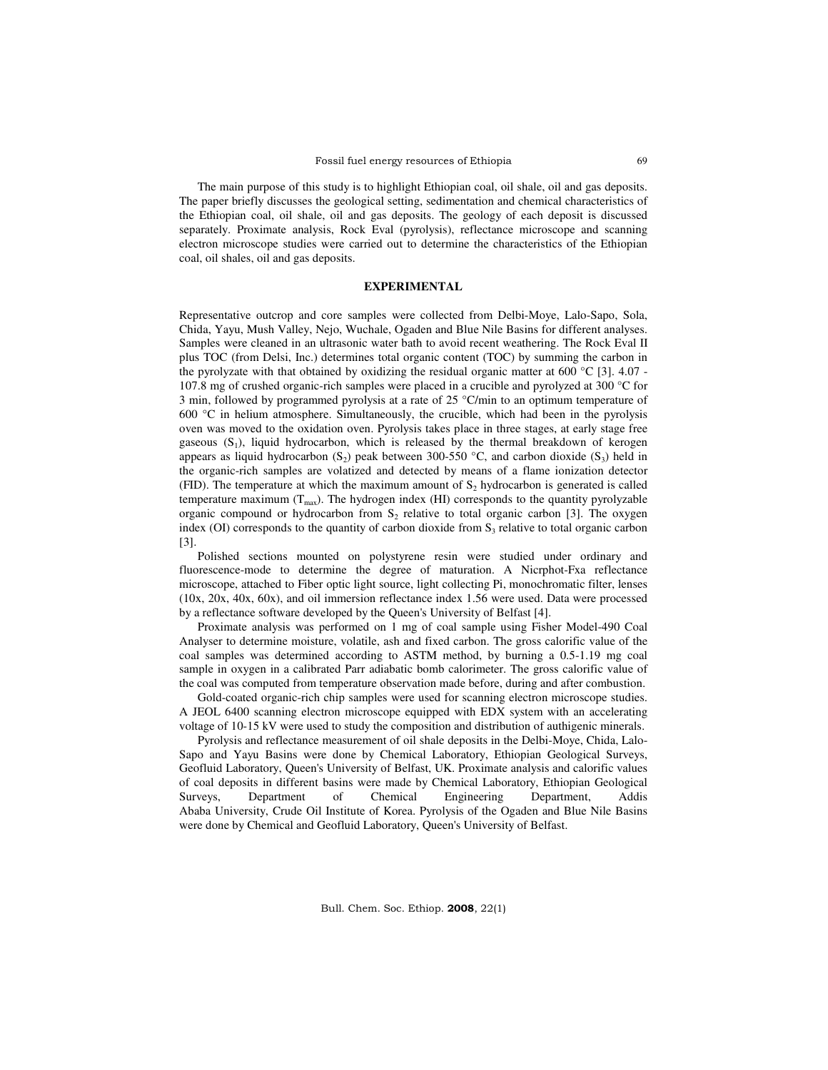The main purpose of this study is to highlight Ethiopian coal, oil shale, oil and gas deposits. The paper briefly discusses the geological setting, sedimentation and chemical characteristics of the Ethiopian coal, oil shale, oil and gas deposits. The geology of each deposit is discussed separately. Proximate analysis, Rock Eval (pyrolysis), reflectance microscope and scanning electron microscope studies were carried out to determine the characteristics of the Ethiopian coal, oil shales, oil and gas deposits.

## EXPERIMENTAL

Representative outcrop and core samples were collected from Delbi-Moye, Lalo-Sapo, Sola, Chida, Yayu, Mush Valley, Nejo, Wuchale, Ogaden and Blue Nile Basins for different analyses. Samples were cleaned in an ultrasonic water bath to avoid recent weathering. The Rock Eval II plus TOC (from Delsi, Inc.) determines total organic content (TOC) by summing the carbon in the pyrolyzate with that obtained by oxidizing the residual organic matter at 600 °C [3]. 4.07 - 107.8 mg of crushed organic-rich samples were placed in a crucible and pyrolyzed at 300 °C for 3 min, followed by programmed pyrolysis at a rate of 25 °C/min to an optimum temperature of 600 °C in helium atmosphere. Simultaneously, the crucible, which had been in the pyrolysis oven was moved to the oxidation oven. Pyrolysis takes place in three stages, at early stage free gaseous ($S_1$), liquid hydrocarbon, which is released by the thermal breakdown of kerogen appears as liquid hydrocarbon ($S_2$) peak between 300-550 °C, and carbon dioxide ($S_3$) held in the organic-rich samples are volatized and detected by means of a flame ionization detector (FID). The temperature at which the maximum amount of $S_2$ hydrocarbon is generated is called temperature maximum ($T_{max}$). The hydrogen index (HI) corresponds to the quantity pyrolyzable organic compound or hydrocarbon from $S_2$ relative to total organic carbon [3]. The oxygen index (OI) corresponds to the quantity of carbon dioxide from $S_3$ relative to total organic carbon [3].

Polished sections mounted on polystyrene resin were studied under ordinary and fluorescence-mode to determine the degree of maturation. A Nicrphot-Fxa reflectance microscope, attached to Fiber optic light source, light collecting Pi, monochromatic filter, lenses (10x, 20x, 40x, 60x), and oil immersion reflectance index 1.56 were used. Data were processed by a reflectance software developed by the Queen's University of Belfast [4].

Proximate analysis was performed on 1 mg of coal sample using Fisher Model-490 Coal Analyser to determine moisture, volatile, ash and fixed carbon. The gross calorific value of the coal samples was determined according to ASTM method, by burning a 0.5-1.19 mg coal sample in oxygen in a calibrated Parr adiabatic bomb calorimeter. The gross calorific value of the coal was computed from temperature observation made before, during and after combustion.

Gold-coated organic-rich chip samples were used for scanning electron microscope studies. A JEOL 6400 scanning electron microscope equipped with EDX system with an accelerating voltage of 10-15 kV were used to study the composition and distribution of authigenic minerals.

Pyrolysis and reflectance measurement of oil shale deposits in the Delbi-Moye, Chida, Lalo-Sapo and Yayu Basins were done by Chemical Laboratory, Ethiopian Geological Surveys, Geofluid Laboratory, Queen's University of Belfast, UK. Proximate analysis and calorific values of coal deposits in different basins were made by Chemical Laboratory, Ethiopian Geological Surveys, Department of Chemical Engineering Department, Addis Ababa University, Crude Oil Institute of Korea. Pyrolysis of the Ogaden and Blue Nile Basins were done by Chemical and Geofluid Laboratory, Queen's University of Belfast.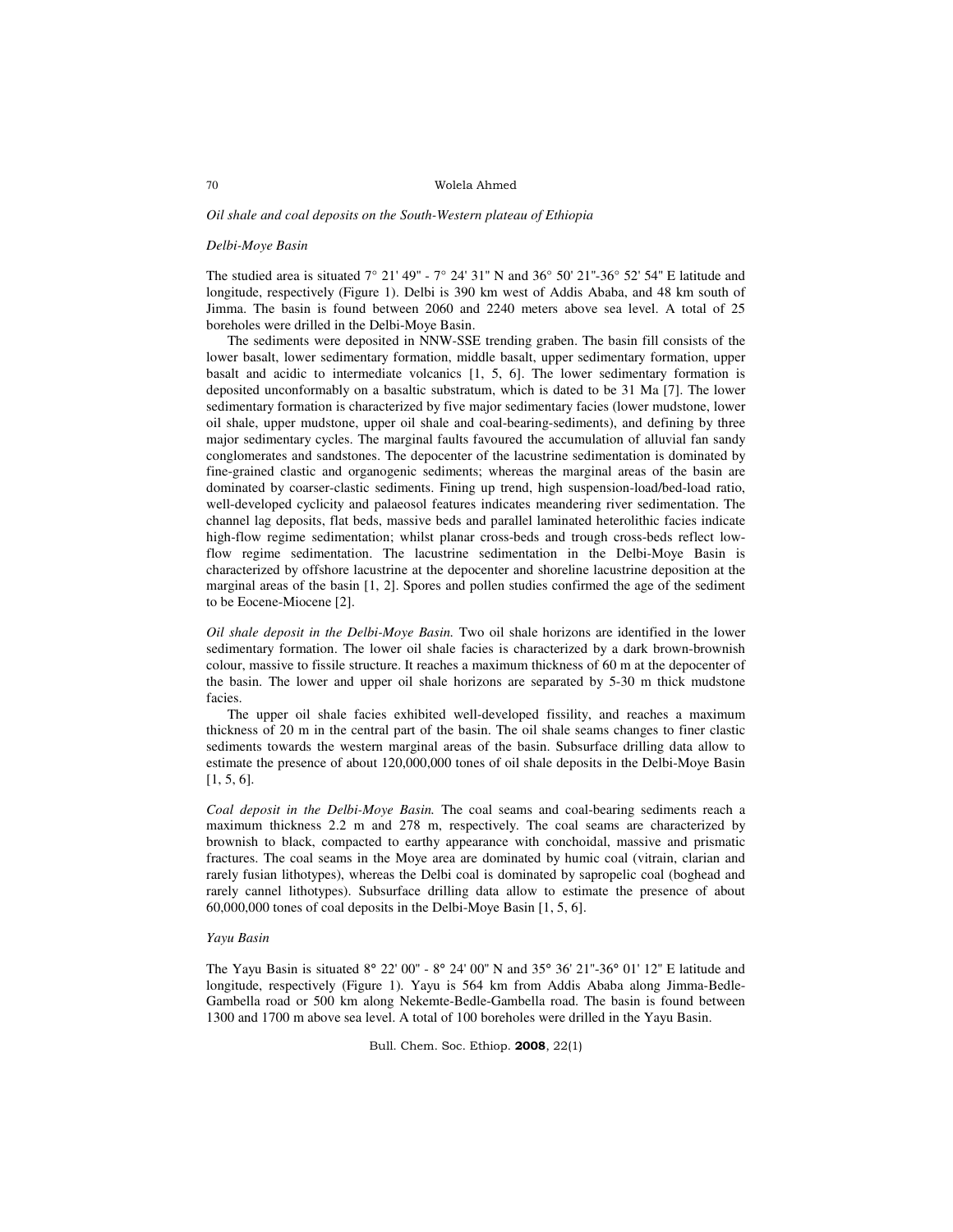*Oil shale and coal deposits on the South-Western plateau of Ethiopia*

*Delbi-Moye Basin*

The studied area is situated 7° 21' 49" - 7° 24' 31" N and 36° 50' 21"-36° 52' 54" E latitude and longitude, respectively (Figure 1). Delbi is 390 km west of Addis Ababa, and 48 km south of Jimma. The basin is found between 2060 and 2240 meters above sea level. A total of 25 boreholes were drilled in the Delbi-Moye Basin.

The sediments were deposited in NNW-SSE trending graben. The basin fill consists of the lower basalt, lower sedimentary formation, middle basalt, upper sedimentary formation, upper basalt and acidic to intermediate volcanics [1, 5, 6]. The lower sedimentary formation is deposited unconformably on a basaltic substratum, which is dated to be 31 Ma [7]. The lower sedimentary formation is characterized by five major sedimentary facies (lower mudstone, lower oil shale, upper mudstone, upper oil shale and coal-bearing-sediments), and defining by three major sedimentary cycles. The marginal faults favoured the accumulation of alluvial fan sandy conglomerates and sandstones. The depocenter of the lacustrine sedimentation is dominated by fine-grained clastic and organogenic sediments; whereas the marginal areas of the basin are dominated by coarser-clastic sediments. Fining up trend, high suspension-load/bed-load ratio, well-developed cyclicity and palaeosol features indicates meandering river sedimentation. The channel lag deposits, flat beds, massive beds and parallel laminated heterolithic facies indicate high-flow regime sedimentation; whilst planar cross-beds and trough cross-beds reflect low-flow regime sedimentation. The lacustrine sedimentation in the Delbi-Moye Basin is characterized by offshore lacustrine at the depocenter and shoreline lacustrine deposition at the marginal areas of the basin [1, 2]. Spores and pollen studies confirmed the age of the sediment to be Eocene-Miocene [2].

*Oil shale deposit in the Delbi-Moye Basin.* Two oil shale horizons are identified in the lower sedimentary formation. The lower oil shale facies is characterized by a dark brown-brownish colour, massive to fissile structure. It reaches a maximum thickness of 60 m at the depocenter of the basin. The lower and upper oil shale horizons are separated by 5-30 m thick mudstone facies.

The upper oil shale facies exhibited well-developed fissility, and reaches a maximum thickness of 20 m in the central part of the basin. The oil shale seams changes to finer clastic sediments towards the western marginal areas of the basin. Subsurface drilling data allow to estimate the presence of about 120,000,000 tones of oil shale deposits in the Delbi-Moye Basin [1, 5, 6].

*Coal deposit in the Delbi-Moye Basin.* The coal seams and coal-bearing sediments reach a maximum thickness 2.2 m and 278 m, respectively. The coal seams are characterized by brownish to black, compacted to earthy appearance with conchoidal, massive and prismatic fractures. The coal seams in the Moye area are dominated by humic coal (vitrain, clarian and rarely fusian lithotypes), whereas the Delbi coal is dominated by sapropelic coal (boghead and rarely cannel lithotypes). Subsurface drilling data allow to estimate the presence of about 60,000,000 tones of coal deposits in the Delbi-Moye Basin [1, 5, 6].

*Yayu Basin*

The Yayu Basin is situated 8° 22' 00" - 8° 24' 00" N and 35° 36' 21"-36° 01' 12" E latitude and longitude, respectively (Figure 1). Yayu is 564 km from Addis Ababa along Jimma-Bedle-Gambella road or 500 km along Nekemte-Bedle-Gambella road. The basin is found between 1300 and 1700 m above sea level. A total of 100 boreholes were drilled in the Yayu Basin.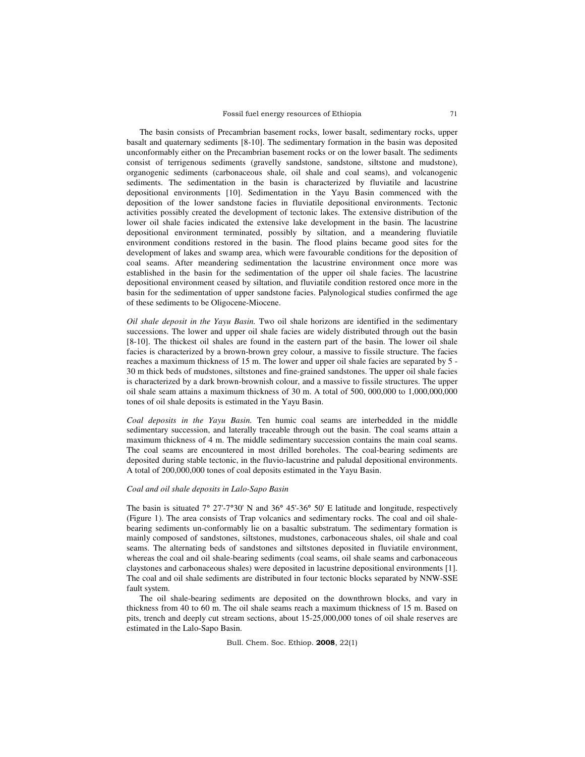The basin consists of Precambrian basement rocks, lower basalt, sedimentary rocks, upper basalt and quaternary sediments [8-10]. The sedimentary formation in the basin was deposited unconformably either on the Precambrian basement rocks or on the lower basalt. The sediments consist of terrigenous sediments (gravelly sandstone, sandstone, siltstone and mudstone), organogenic sediments (carbonaceous shale, oil shale and coal seams), and volcanogenic sediments. The sedimentation in the basin is characterized by fluviatile and lacustrine depositional environments [10]. Sedimentation in the Yayu Basin commenced with the deposition of the lower sandstone facies in fluviatile depositional environments. Tectonic activities possibly created the development of tectonic lakes. The extensive distribution of the lower oil shale facies indicated the extensive lake development in the basin. The lacustrine depositional environment terminated, possibly by siltation, and a meandering fluviatile environment conditions restored in the basin. The flood plains became good sites for the development of lakes and swamp area, which were favourable conditions for the deposition of coal seams. After meandering sedimentation the lacustrine environment once more was established in the basin for the sedimentation of the upper oil shale facies. The lacustrine depositional environment ceased by siltation, and fluviatile condition restored once more in the basin for the sedimentation of upper sandstone facies. Palynological studies confirmed the age of these sediments to be Oligocene-Miocene.

*Oil shale deposit in the Yayu Basin.* Two oil shale horizons are identified in the sedimentary successions. The lower and upper oil shale facies are widely distributed through out the basin [8-10]. The thickest oil shales are found in the eastern part of the basin. The lower oil shale facies is characterized by a brown-brown grey colour, a massive to fissile structure. The facies reaches a maximum thickness of 15 m. The lower and upper oil shale facies are separated by 5 - 30 m thick beds of mudstones, siltstones and fine-grained sandstones. The upper oil shale facies is characterized by a dark brown-brownish colour, and a massive to fissile structures. The upper oil shale seam attains a maximum thickness of 30 m. A total of 500, 000,000 to 1,000,000,000 tones of oil shale deposits is estimated in the Yayu Basin.

*Coal deposits in the Yayu Basin.* Ten humic coal seams are interbedded in the middle sedimentary succession, and laterally traceable through out the basin. The coal seams attain a maximum thickness of 4 m. The middle sedimentary succession contains the main coal seams. The coal seams are encountered in most drilled boreholes. The coal-bearing sediments are deposited during stable tectonic, in the fluvio-lacustrine and paludal depositional environments. A total of 200,000,000 tones of coal deposits estimated in the Yayu Basin.

*Coal and oil shale deposits in Lalo-Sapo Basin*

The basin is situated 7° 27'-7°30' N and 36° 45'-36° 50' E latitude and longitude, respectively (Figure 1). The area consists of Trap volcanics and sedimentary rocks. The coal and oil shale-bearing sediments un-conformably lie on a basaltic substratum. The sedimentary formation is mainly composed of sandstones, siltstones, mudstones, carbonaceous shales, oil shale and coal seams. The alternating beds of sandstones and siltstones deposited in fluviatile environment, whereas the coal and oil shale-bearing sediments (coal seams, oil shale seams and carbonaceous claystones and carbonaceous shales) were deposited in lacustrine depositional environments [1]. The coal and oil shale sediments are distributed in four tectonic blocks separated by NNW-SSE fault system.

The oil shale-bearing sediments are deposited on the downthrown blocks, and vary in thickness from 40 to 60 m. The oil shale seams reach a maximum thickness of 15 m. Based on pits, trench and deeply cut stream sections, about 15-25,000,000 tones of oil shale reserves are estimated in the Lalo-Sapo Basin.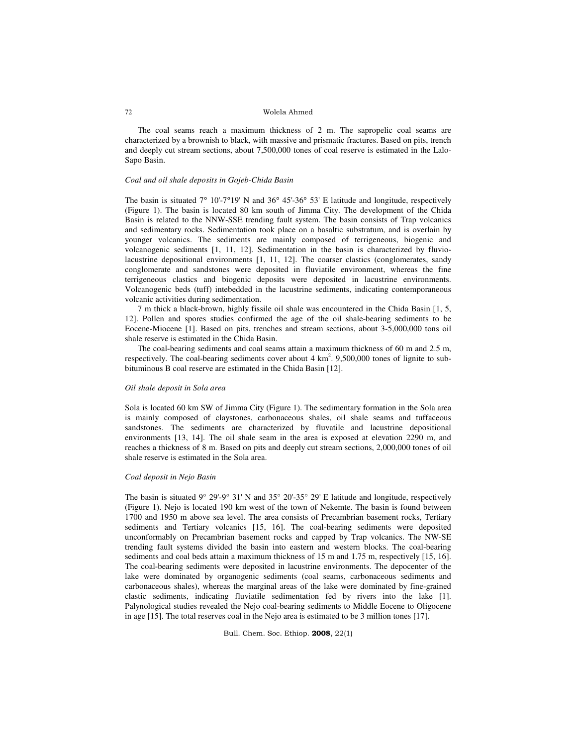The coal seams reach a maximum thickness of 2 m. The sapropelic coal seams are characterized by a brownish to black, with massive and prismatic fractures. Based on pits, trench and deeply cut stream sections, about 7,500,000 tones of coal reserve is estimated in the Lalo-Sapo Basin.

*Coal and oil shale deposits in Gojeb-Chida Basin*

The basin is situated 7° 10'-7°19' N and 36° 45'-36° 53' E latitude and longitude, respectively (Figure 1). The basin is located 80 km south of Jimma City. The development of the Chida Basin is related to the NNW-SSE trending fault system. The basin consists of Trap volcanics and sedimentary rocks. Sedimentation took place on a basaltic substratum, and is overlain by younger volcanics. The sediments are mainly composed of terrigeneous, biogenic and volcanogenic sediments [1, 11, 12]. Sedimentation in the basin is characterized by fluvio-lacustrine depositional environments [1, 11, 12]. The coarser clastics (conglomerates, sandy conglomerate and sandstones were deposited in fluviatile environment, whereas the fine terrigeneous clastics and biogenic deposits were deposited in lacustrine environments. Volcanogenic beds (tuff) intebedded in the lacustrine sediments, indicating contemporaneous volcanic activities during sedimentation.

7 m thick a black-brown, highly fissile oil shale was encountered in the Chida Basin [1, 5, 12]. Pollen and spores studies confirmed the age of the oil shale-bearing sediments to be Eocene-Miocene [1]. Based on pits, trenches and stream sections, about 3-5,000,000 tons oil shale reserve is estimated in the Chida Basin.

The coal-bearing sediments and coal seams attain a maximum thickness of 60 m and 2.5 m, respectively. The coal-bearing sediments cover about 4 km$^2$. 9,500,000 tones of lignite to sub-bituminous B coal reserve are estimated in the Chida Basin [12].

*Oil shale deposit in Sola area*

Sola is located 60 km SW of Jimma City (Figure 1). The sedimentary formation in the Sola area is mainly composed of claystones, carbonaceous shales, oil shale seams and tuffaceous sandstones. The sediments are characterized by fluvatile and lacustrine depositional environments [13, 14]. The oil shale seam in the area is exposed at elevation 2290 m, and reaches a thickness of 8 m. Based on pits and deeply cut stream sections, 2,000,000 tones of oil shale reserve is estimated in the Sola area.

*Coal deposit in Nejo Basin*

The basin is situated 9° 29'-9° 31' N and 35° 20'-35° 29' E latitude and longitude, respectively (Figure 1). Nejo is located 190 km west of the town of Nekemte. The basin is found between 1700 and 1950 m above sea level. The area consists of Precambrian basement rocks, Tertiary sediments and Tertiary volcanics [15, 16]. The coal-bearing sediments were deposited unconformably on Precambrian basement rocks and capped by Trap volcanics. The NW-SE trending fault systems divided the basin into eastern and western blocks. The coal-bearing sediments and coal beds attain a maximum thickness of 15 m and 1.75 m, respectively [15, 16]. The coal-bearing sediments were deposited in lacustrine environments. The depocenter of the lake were dominated by organogenic sediments (coal seams, carbonaceous sediments and carbonaceous shales), whereas the marginal areas of the lake were dominated by fine-grained clastic sediments, indicating fluviatile sedimentation fed by rivers into the lake [1]. Palynological studies revealed the Nejo coal-bearing sediments to Middle Eocene to Oligocene in age [15]. The total reserves coal in the Nejo area is estimated to be 3 million tones [17].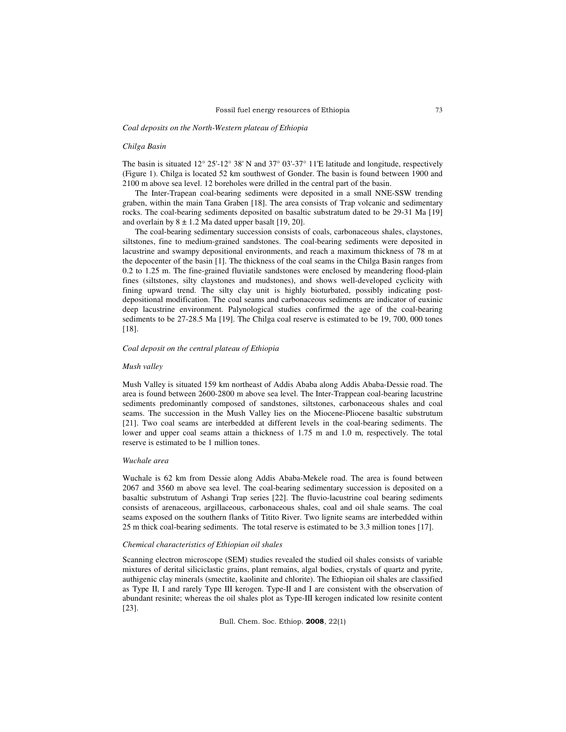*Coal deposits on the North-Western plateau of Ethiopia*

*Chilga Basin*

The basin is situated 12° 25'-12° 38' N and 37° 03'-37° 11'E latitude and longitude, respectively (Figure 1). Chilga is located 52 km southwest of Gonder. The basin is found between 1900 and 2100 m above sea level. 12 boreholes were drilled in the central part of the basin.

The Inter-Trapean coal-bearing sediments were deposited in a small NNE-SSW trending graben, within the main Tana Graben [18]. The area consists of Trap volcanic and sedimentary rocks. The coal-bearing sediments deposited on basaltic substratum dated to be 29-31 Ma [19] and overlain by $8 \pm 1.2$ Ma dated upper basalt [19, 20].

The coal-bearing sedimentary succession consists of coals, carbonaceous shales, claystones, siltstones, fine to medium-grained sandstones. The coal-bearing sediments were deposited in lacustrine and swampy depositional environments, and reach a maximum thickness of 78 m at the depocenter of the basin [1]. The thickness of the coal seams in the Chilga Basin ranges from 0.2 to 1.25 m. The fine-grained fluviatile sandstones were enclosed by meandering flood-plain fines (siltstones, silty claystones and mudstones), and shows well-developed cyclicity with fining upward trend. The silty clay unit is highly bioturbated, possibly indicating post-depositional modification. The coal seams and carbonaceous sediments are indicator of euxinic deep lacustrine environment. Palynological studies confirmed the age of the coal-bearing sediments to be 27-28.5 Ma [19]. The Chilga coal reserve is estimated to be 19, 700, 000 tones [18].

*Coal deposit on the central plateau of Ethiopia*

*Mush valley*

Mush Valley is situated 159 km northeast of Addis Ababa along Addis Ababa-Dessie road. The area is found between 2600-2800 m above sea level. The Inter-Trappean coal-bearing lacustrine sediments predominantly composed of sandstones, siltstones, carbonaceous shales and coal seams. The succession in the Mush Valley lies on the Miocene-Pliocene basaltic substrutum [21]. Two coal seams are interbedded at different levels in the coal-bearing sediments. The lower and upper coal seams attain a thickness of 1.75 m and 1.0 m, respectively. The total reserve is estimated to be 1 million tones.

*Wuchale area*

Wuchale is 62 km from Dessie along Addis Ababa-Mekele road. The area is found between 2067 and 3560 m above sea level. The coal-bearing sedimentary succession is deposited on a basaltic substrutum of Ashangi Trap series [22]. The fluvio-lacustrine coal bearing sediments consists of arenaceous, argillaceous, carbonaceous shales, coal and oil shale seams. The coal seams exposed on the southern flanks of Titito River. Two lignite seams are interbedded within 25 m thick coal-bearing sediments. The total reserve is estimated to be 3.3 million tones [17].

*Chemical characteristics of Ethiopian oil shales*

Scanning electron microscope (SEM) studies revealed the studied oil shales consists of variable mixtures of derital siliciclastic grains, plant remains, algal bodies, crystals of quartz and pyrite, authigenic clay minerals (smectite, kaolinite and chlorite). The Ethiopian oil shales are classified as Type II, I and rarely Type III kerogen. Type-II and I are consistent with the observation of abundant resinite; whereas the oil shales plot as Type-III kerogen indicated low resinite content [23].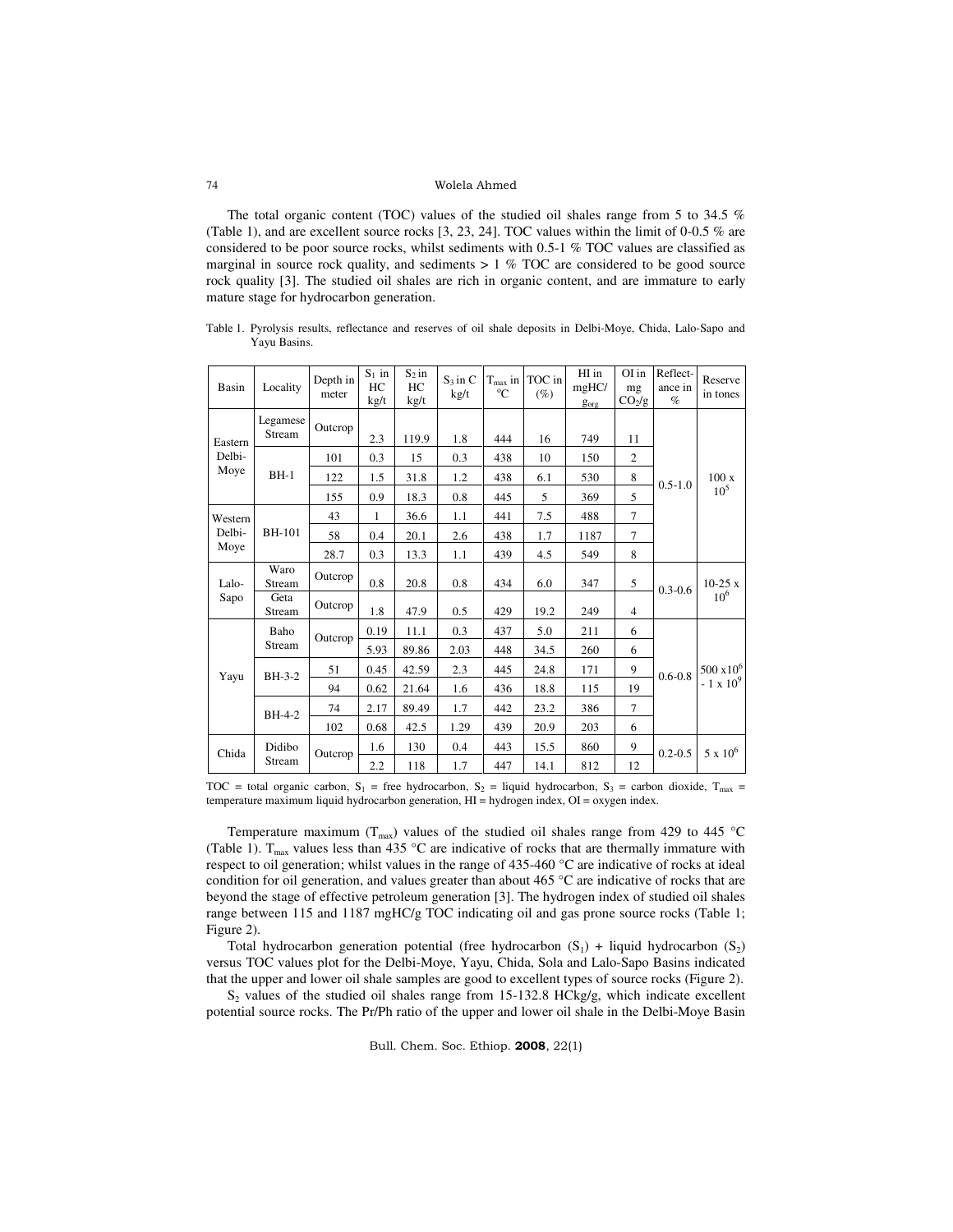The total organic content (TOC) values of the studied oil shales range from 5 to 34.5 % (Table 1), and are excellent source rocks [3, 23, 24]. TOC values within the limit of 0-0.5 % are considered to be poor source rocks, whilst sediments with 0.5-1 % TOC values are classified as marginal in source rock quality, and sediments > 1 % TOC are considered to be good source rock quality [3]. The studied oil shales are rich in organic content, and are immature to early mature stage for hydrocarbon generation.

Table 1. Pyrolysis results, reflectance and reserves of oil shale deposits in Delbi-Moye, Chida, Lalo-Sapo and Yayu Basins.

| Basin | Locality | Depth in meter | $S_1$ in HC kg/t | $S_2$ in HC kg/t | $S_3$ in C kg/t | $T_{max}$ in °C | TOC in (%) | HI in mgHC/ $g_{org}$ | OI in mg $CO_2$/g | Reflectance in % | Reserve in tones |
|---|---|---|---|---|---|---|---|---|---|---|---|
| Eastern Delbi-Moye | Legamese Stream | Outcrop | 2.3 | 119.9 | 1.8 | 444 | 16 | 749 | 11 | 0.5-1.0 | 100 x $10^5$ |
| | BH-1 | 101 | 0.3 | 15 | 0.3 | 438 | 10 | 150 | 2 | | |
| | | 122 | 1.5 | 31.8 | 1.2 | 438 | 6.1 | 530 | 8 | | |
| | | 155 | 0.9 | 18.3 | 0.8 | 445 | 5 | 369 | 5 | | |
| Western Delbi-Moye | BH-101 | 43 | 1 | 36.6 | 1.1 | 441 | 7.5 | 488 | 7 | | |
| | | 58 | 0.4 | 20.1 | 2.6 | 438 | 1.7 | 1187 | 7 | | |
| | | 28.7 | 0.3 | 13.3 | 1.1 | 439 | 4.5 | 549 | 8 | | |
| Lalo-Sapo | Waro Stream | Outcrop | 0.8 | 20.8 | 0.8 | 434 | 6.0 | 347 | 5 | 0.3-0.6 | 10-25 x $10^6$ |
| | Geta Stream | Outcrop | 1.8 | 47.9 | 0.5 | 429 | 19.2 | 249 | 4 | | |
| Yayu | Baho Stream | Outcrop | 0.19 | 11.1 | 0.3 | 437 | 5.0 | 211 | 6 | 0.6-0.8 | 500 x$10^6$ - 1 x $10^9$ |
| | | | 5.93 | 89.86 | 2.03 | 448 | 34.5 | 260 | 6 | | |
| | BH-3-2 | 51 | 0.45 | 42.59 | 2.3 | 445 | 24.8 | 171 | 9 | | |
| | | 94 | 0.62 | 21.64 | 1.6 | 436 | 18.8 | 115 | 19 | | |
| | BH-4-2 | 74 | 2.17 | 89.49 | 1.7 | 442 | 23.2 | 386 | 7 | | |
| | | 102 | 0.68 | 42.5 | 1.29 | 439 | 20.9 | 203 | 6 | | |
| Chida | Didibo Stream | Outcrop | 1.6 | 130 | 0.4 | 443 | 15.5 | 860 | 9 | 0.2-0.5 | 5 x $10^6$ |
| | | | 2.2 | 118 | 1.7 | 447 | 14.1 | 812 | 12 | | |

TOC = total organic carbon, $S_1$ = free hydrocarbon, $S_2$ = liquid hydrocarbon, $S_3$ = carbon dioxide, $T_{max}$ = temperature maximum liquid hydrocarbon generation, HI = hydrogen index, OI = oxygen index.

Temperature maximum ($T_{max}$) values of the studied oil shales range from 429 to 445 °C (Table 1). $T_{max}$ values less than 435 °C are indicative of rocks that are thermally immature with respect to oil generation; whilst values in the range of 435-460 °C are indicative of rocks at ideal condition for oil generation, and values greater than about 465 °C are indicative of rocks that are beyond the stage of effective petroleum generation [3]. The hydrogen index of studied oil shales range between 115 and 1187 mgHC/g TOC indicating oil and gas prone source rocks (Table 1; Figure 2).

Total hydrocarbon generation potential (free hydrocarbon ($S_1$) + liquid hydrocarbon ($S_2$) versus TOC values plot for the Delbi-Moye, Yayu, Chida, Sola and Lalo-Sapo Basins indicated that the upper and lower oil shale samples are good to excellent types of source rocks (Figure 2).

$S_2$ values of the studied oil shales range from 15-132.8 HCkg/g, which indicate excellent potential source rocks. The Pr/Ph ratio of the upper and lower oil shale in the Delbi-Moye Basin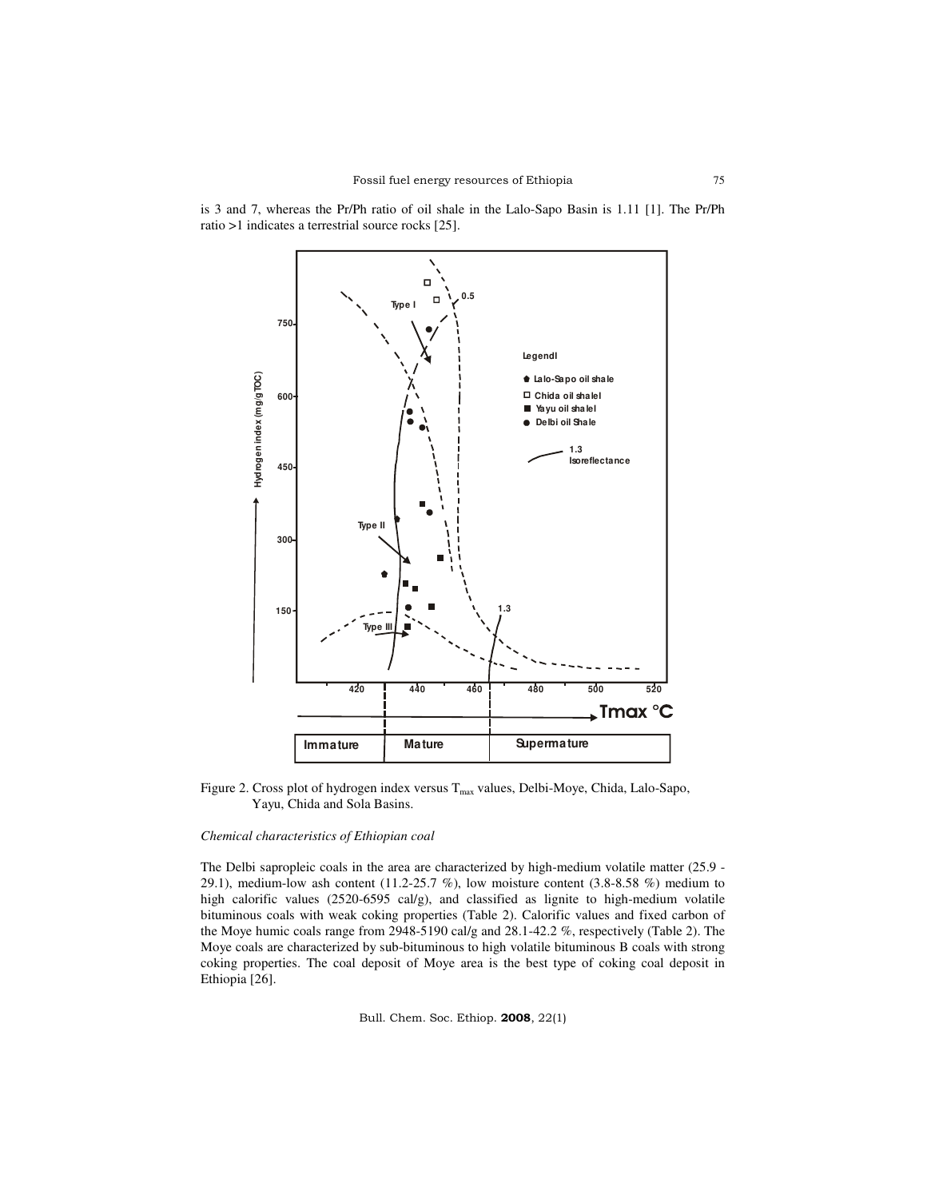is 3 and 7, whereas the Pr/Ph ratio of oil shale in the Lalo-Sapo Basin is 1.11 [1]. The Pr/Ph ratio >1 indicates a terrestrial source rocks [25].

Figure 2. Cross plot of hydrogen index versus $T_{max}$ values, Delbi-Moye, Chida, Lalo-Sapo, Yayu, Chida and Sola Basins.

*Chemical characteristics of Ethiopian coal*

The Delbi sapropleic coals in the area are characterized by high-medium volatile matter (25.9 - 29.1), medium-low ash content (11.2-25.7 %), low moisture content (3.8-8.58 %) medium to high calorific values (2520-6595 cal/g), and classified as lignite to high-medium volatile bituminous coals with weak coking properties (Table 2). Calorific values and fixed carbon of the Moye humic coals range from 2948-5190 cal/g and 28.1-42.2 %, respectively (Table 2). The Moye coals are characterized by sub-bituminous to high volatile bituminous B coals with strong coking properties. The coal deposit of Moye area is the best type of coking coal deposit in Ethiopia [26].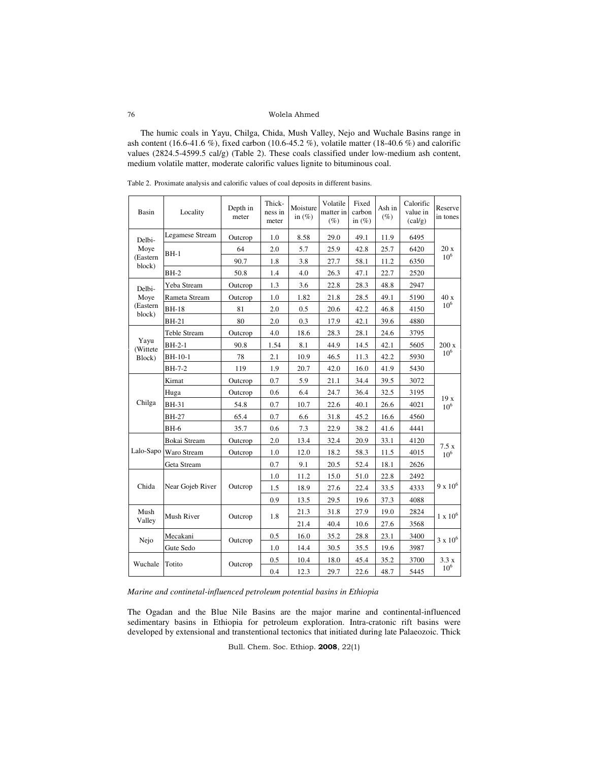The humic coals in Yayu, Chilga, Chida, Mush Valley, Nejo and Wuchale Basins range in ash content (16.6-41.6 %), fixed carbon (10.6-45.2 %), volatile matter (18-40.6 %) and calorific values (2824.5-4599.5 cal/g) (Table 2). These coals classified under low-medium ash content, medium volatile matter, moderate calorific values lignite to bituminous coal.

Table 2. Proximate analysis and calorific values of coal deposits in different basins.

| Basin | Locality | Depth in meter | Thick-ness in meter | Moisture in (%) | Volatile matter in (%) | Fixed carbon in (%) | Ash in (%) | Calorific value in (cal/g) | Reserve in tones |
|---|---|---|---|---|---|---|---|---|---|
| Delbi-Moye (Eastern block) | Legamese Stream | Outcrop | 1.0 | 8.58 | 29.0 | 49.1 | 11.9 | 6495 | $20 \times 10^6$ |
| | BH-1 | 64 | 2.0 | 5.7 | 25.9 | 42.8 | 25.7 | 6420 | |
| | | 90.7 | 1.8 | 3.8 | 27.7 | 58.1 | 11.2 | 6350 | |
| | BH-2 | 50.8 | 1.4 | 4.0 | 26.3 | 47.1 | 22.7 | 2520 | |
| Delbi-Moye (Eastern block) | Yeba Stream | Outcrop | 1.3 | 3.6 | 22.8 | 28.3 | 48.8 | 2947 | $40 \times 10^6$ |
| | Rameta Stream | Outcrop | 1.0 | 1.82 | 21.8 | 28.5 | 49.1 | 5190 | |
| | BH-18 | 81 | 2.0 | 0.5 | 20.6 | 42.2 | 46.8 | 4150 | |
| | BH-21 | 80 | 2.0 | 0.3 | 17.9 | 42.1 | 39.6 | 4880 | |
| Yayu (Wittete Block) | Teble Stream | Outcrop | 4.0 | 18.6 | 28.3 | 28.1 | 24.6 | 3795 | $200 \times 10^6$ |
| | BH-2-1 | 90.8 | 1.54 | 8.1 | 44.9 | 14.5 | 42.1 | 5605 | |
| | BH-10-1 | 78 | 2.1 | 10.9 | 46.5 | 11.3 | 42.2 | 5930 | |
| | BH-7-2 | 119 | 1.9 | 20.7 | 42.0 | 16.0 | 41.9 | 5430 | |
| Chilga | Kirnat | Outcrop | 0.7 | 5.9 | 21.1 | 34.4 | 39.5 | 3072 | $19 \times 10^6$ |
| | Huga | Outcrop | 0.6 | 6.4 | 24.7 | 36.4 | 32.5 | 3195 | |
| | BH-31 | 54.8 | 0.7 | 10.7 | 22.6 | 40.1 | 26.6 | 4021 | |
| | BH-27 | 65.4 | 0.7 | 6.6 | 31.8 | 45.2 | 16.6 | 4560 | |
| | BH-6 | 35.7 | 0.6 | 7.3 | 22.9 | 38.2 | 41.6 | 4441 | |
| Lalo-Sapo | Bokai Stream | Outcrop | 2.0 | 13.4 | 32.4 | 20.9 | 33.1 | 4120 | $7.5 \times 10^6$ |
| | Waro Stream | Outcrop | 1.0 | 12.0 | 18.2 | 58.3 | 11.5 | 4015 | |
| | Geta Stream | | 0.7 | 9.1 | 20.5 | 52.4 | 18.1 | 2626 | |
| Chida | Near Gojeb River | Outcrop | 1.0 | 11.2 | 15.0 | 51.0 | 22.8 | 2492 | $9 \times 10^6$ |
| | | | 1.5 | 18.9 | 27.6 | 22.4 | 33.5 | 4333 | |
| | | | 0.9 | 13.5 | 29.5 | 19.6 | 37.3 | 4088 | |
| Mush Valley | Mush River | Outcrop | 1.8 | 21.3 | 31.8 | 27.9 | 19.0 | 2824 | $1 \times 10^6$ |
| | | | | 21.4 | 40.4 | 10.6 | 27.6 | 3568 | |
| Nejo | Mecakani | Outcrop | 0.5 | 16.0 | 35.2 | 28.8 | 23.1 | 3400 | $3 \times 10^6$ |
| | Gute Sedo | | 1.0 | 14.4 | 30.5 | 35.5 | 19.6 | 3987 | |
| Wuchale | Totito | Outcrop | 0.5 | 10.4 | 18.0 | 45.4 | 35.2 | 3700 | $3.3 \times 10^6$ |
| | | | 0.4 | 12.3 | 29.7 | 22.6 | 48.7 | 5445 | |

*Marine and continetal-influenced petroleum potential basins in Ethiopia*

The Ogadan and the Blue Nile Basins are the major marine and continental-influenced sedimentary basins in Ethiopia for petroleum exploration. Intra-cratonic rift basins were developed by extensional and transtentional tectonics that initiated during late Palaeozoic. Thick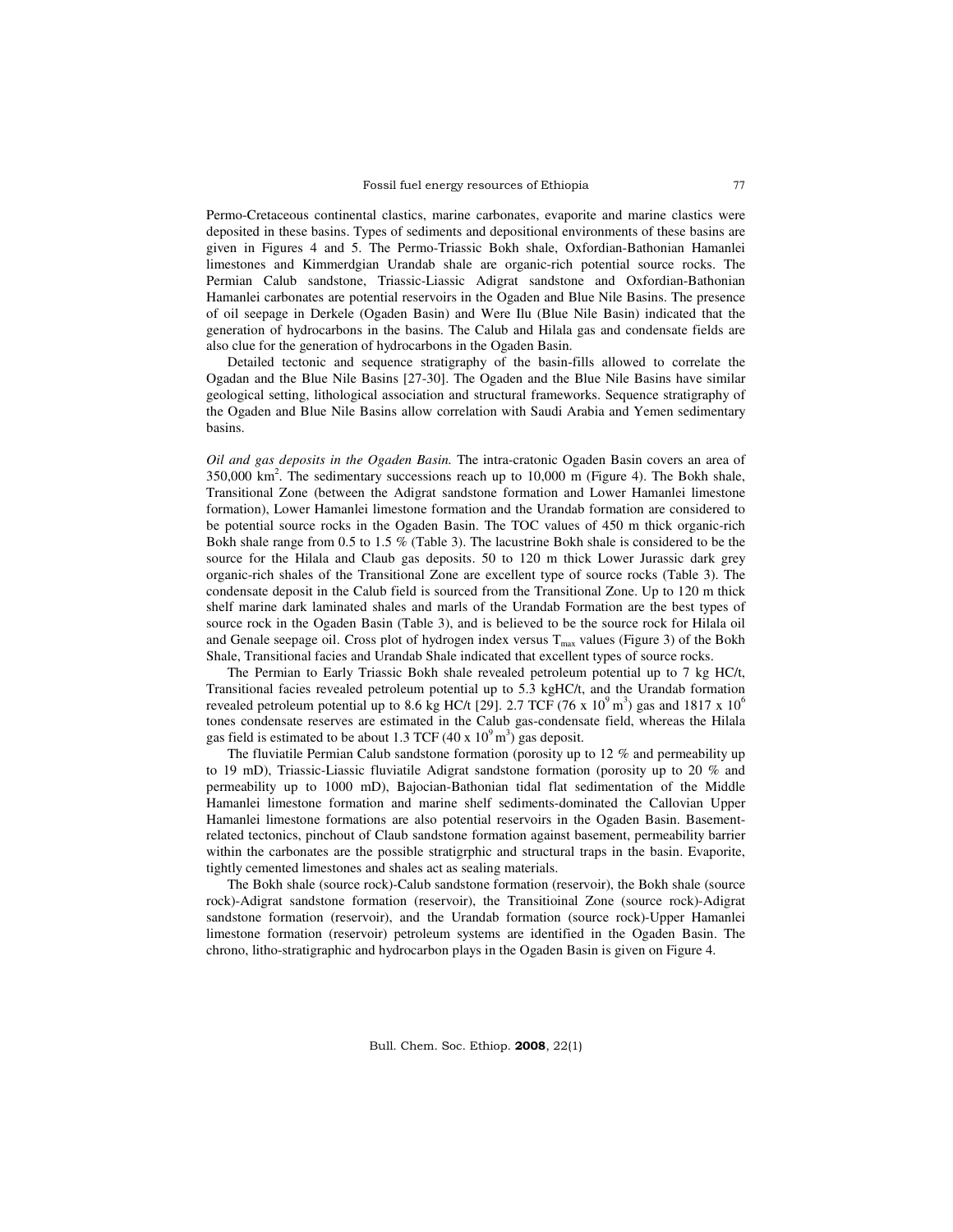Permo-Cretaceous continental clastics, marine carbonates, evaporite and marine clastics were deposited in these basins. Types of sediments and depositional environments of these basins are given in Figures 4 and 5. The Permo-Triassic Bokh shale, Oxfordian-Bathonian Hamanlei limestones and Kimmerdgian Urandab shale are organic-rich potential source rocks. The Permian Calub sandstone, Triassic-Liassic Adigrat sandstone and Oxfordian-Bathonian Hamanlei carbonates are potential reservoirs in the Ogaden and Blue Nile Basins. The presence of oil seepage in Derkele (Ogaden Basin) and Were Ilu (Blue Nile Basin) indicated that the generation of hydrocarbons in the basins. The Calub and Hilala gas and condensate fields are also clue for the generation of hydrocarbons in the Ogaden Basin.

Detailed tectonic and sequence stratigraphy of the basin-fills allowed to correlate the Ogadan and the Blue Nile Basins [27-30]. The Ogaden and the Blue Nile Basins have similar geological setting, lithological association and structural frameworks. Sequence stratigraphy of the Ogaden and Blue Nile Basins allow correlation with Saudi Arabia and Yemen sedimentary basins.

*Oil and gas deposits in the Ogaden Basin.* The intra-cratonic Ogaden Basin covers an area of 350,000 km$^2$. The sedimentary successions reach up to 10,000 m (Figure 4). The Bokh shale, Transitional Zone (between the Adigrat sandstone formation and Lower Hamanlei limestone formation), Lower Hamanlei limestone formation and the Urandab formation are considered to be potential source rocks in the Ogaden Basin. The TOC values of 450 m thick organic-rich Bokh shale range from 0.5 to 1.5 % (Table 3). The lacustrine Bokh shale is considered to be the source for the Hilala and Claub gas deposits. 50 to 120 m thick Lower Jurassic dark grey organic-rich shales of the Transitional Zone are excellent type of source rocks (Table 3). The condensate deposit in the Calub field is sourced from the Transitional Zone. Up to 120 m thick shelf marine dark laminated shales and marls of the Urandab Formation are the best types of source rock in the Ogaden Basin (Table 3), and is believed to be the source rock for Hilala oil and Genale seepage oil. Cross plot of hydrogen index versus $T_{max}$ values (Figure 3) of the Bokh Shale, Transitional facies and Urandab Shale indicated that excellent types of source rocks.

The Permian to Early Triassic Bokh shale revealed petroleum potential up to 7 kg HC/t, Transitional facies revealed petroleum potential up to 5.3 kgHC/t, and the Urandab formation revealed petroleum potential up to 8.6 kg HC/t [29]. 2.7 TCF (76 x 10$^9$ m$^3$) gas and 1817 x 10$^6$ tones condensate reserves are estimated in the Calub gas-condensate field, whereas the Hilala gas field is estimated to be about 1.3 TCF (40 x 10$^9$ m$^3$) gas deposit.

The fluviatile Permian Calub sandstone formation (porosity up to 12 % and permeability up to 19 mD), Triassic-Liassic fluviatile Adigrat sandstone formation (porosity up to 20 % and permeability up to 1000 mD), Bajocian-Bathonian tidal flat sedimentation of the Middle Hamanlei limestone formation and marine shelf sediments-dominated the Callovian Upper Hamanlei limestone formations are also potential reservoirs in the Ogaden Basin. Basement-related tectonics, pinchout of Claub sandstone formation against basement, permeability barrier within the carbonates are the possible stratigrphic and structural traps in the basin. Evaporite, tightly cemented limestones and shales act as sealing materials.

The Bokh shale (source rock)-Calub sandstone formation (reservoir), the Bokh shale (source rock)-Adigrat sandstone formation (reservoir), the Transitioinal Zone (source rock)-Adigrat sandstone formation (reservoir), and the Urandab formation (source rock)-Upper Hamanlei limestone formation (reservoir) petroleum systems are identified in the Ogaden Basin. The chrono, litho-stratigraphic and hydrocarbon plays in the Ogaden Basin is given on Figure 4.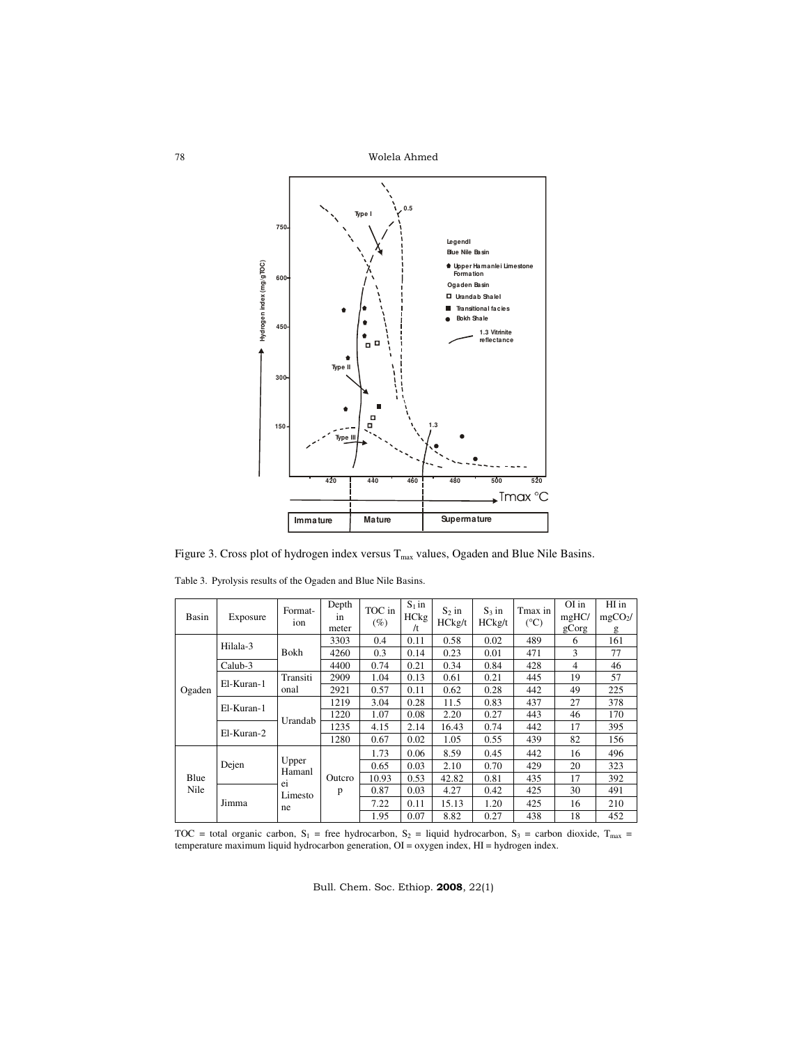Figure 3. Cross plot of hydrogen index versus $T_{max}$ values, Ogaden and Blue Nile Basins.

Table 3. Pyrolysis results of the Ogaden and Blue Nile Basins.

| Basin | Exposure | Format-ion | Depth in meter | TOC in (%) | $S_1$ in HCkg/t | $S_2$ in HCkg/t | $S_3$ in HCkg/t | Tmax in (°C) | OI in mgHC/gCorg | HI in $mgCO_2$/g |
|---|---|---|---|---|---|---|---|---|---|---|
| Ogaden | Hilala-3 | Bokh | 3303 | 0.4 | 0.11 | 0.58 | 0.02 | 489 | 6 | 161 |
| | | | 4260 | 0.3 | 0.14 | 0.23 | 0.01 | 471 | 3 | 77 |
| | Calub-3 | | 4400 | 0.74 | 0.21 | 0.34 | 0.84 | 428 | 4 | 46 |
| | El-Kuran-1 | Transitional | 2909 | 1.04 | 0.13 | 0.61 | 0.21 | 445 | 19 | 57 |
| | | | 2921 | 0.57 | 0.11 | 0.62 | 0.28 | 442 | 49 | 225 |
| | El-Kuran-1 | Urandab | 1219 | 3.04 | 0.28 | 11.5 | 0.83 | 437 | 27 | 378 |
| | | | 1220 | 1.07 | 0.08 | 2.20 | 0.27 | 443 | 46 | 170 |
| | El-Kuran-2 | | 1235 | 4.15 | 2.14 | 16.43 | 0.74 | 442 | 17 | 395 |
| | | | 1280 | 0.67 | 0.02 | 1.05 | 0.55 | 439 | 82 | 156 |
| Blue Nile | Dejen | Upper Hamanlei Limestone | Outcrop | 1.73 | 0.06 | 8.59 | 0.45 | 442 | 16 | 496 |
| | | | | 0.65 | 0.03 | 2.10 | 0.70 | 429 | 20 | 323 |
| | | | | 10.93 | 0.53 | 42.82 | 0.81 | 435 | 17 | 392 |
| | Jimma | | | 0.87 | 0.03 | 4.27 | 0.42 | 425 | 30 | 491 |
| | | | | 7.22 | 0.11 | 15.13 | 1.20 | 425 | 16 | 210 |
| | | | | 1.95 | 0.07 | 8.82 | 0.27 | 438 | 18 | 452 |

TOC = total organic carbon, $S_1$ = free hydrocarbon, $S_2$ = liquid hydrocarbon, $S_3$ = carbon dioxide, $T_{max}$ = temperature maximum liquid hydrocarbon generation, OI = oxygen index, HI = hydrogen index.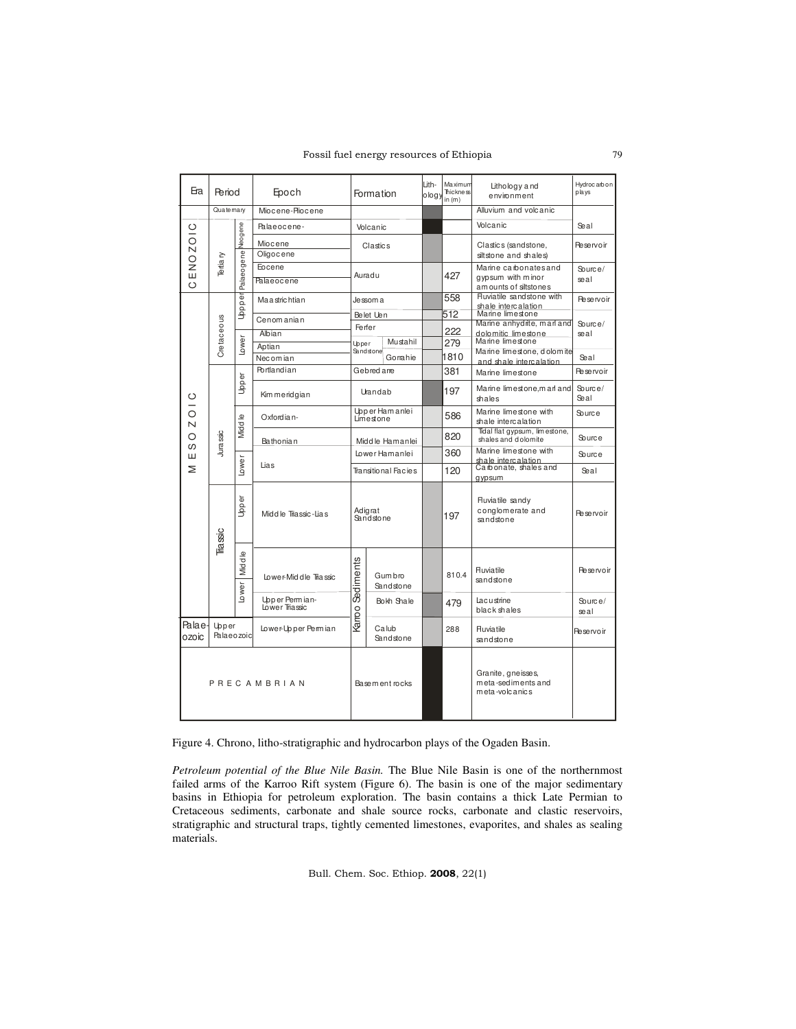| Era | Period | | Epoch | Formation | | Lithology | Maximum Thickness in (m) | Lithology and environment | Hydrocarbon plays |
|---|---|---|---|---|---|---|---|---|---|
| | Quaternary | | Miocene-Pliocene | | | | | Alluvium and volcanic | |
| CENOZOIC | Tertiary | Neogene | Palaeocene- | Volcanic | | | | Volcanic | Seal |
| | | Palaeogene | Miocene / Oligocene | Clastics | | | | Clastics (sandstone, siltstone and shales) | Reservoir |
| | | | Eocene / Palaeocene | Auradu | | | 427 | Marine carbonates and gypsum with minor amounts of siltstones | Source/ seal |
| MESOZOIC | Cretaceous | Upper | Maastrichtian | Jessoma | | | 558 | Fluviatile sandstone with shale intercalation | Reservoir |
| | | | Cenomanian | Belet Uen | | | 512 | Marine limestone | Source/ seal |
| | | Lower | Albian | Ferfer | | | 222 | Marine anhydrite, marl and dolomitic limestone | |
| | | | Aptian | Upper Sandstone | Mustahil | | 279 | Marine limestone | |
| | | | Necomian | | Gorrahie | | 1810 | Marine limestone, dolomite and shale intercalation | Seal |
| | Jurassic | Upper | Portlandian | Gebredarre | | | 381 | Marine limestone | Reservoir |
| | | | Kimmeridgian | Urandab | | | 197 | Marine limestone, marl and shales | Source/ Seal |
| | | Middle | Oxfordian- | Upper Hamanlei Limestone | | | 586 | Marine limestone with shale intercalation | Source |
| | | | Bathonian | Middle Hamanlei | | | 820 | Tidal flat gypsum, limestone, shales and dolomite | Source |
| | | Lower | Lias | Lower Hamanlei | | | 360 | Marine limestone with shale intercalation | Source |
| | | | | Transitional Facies | | | 120 | Carbonate, shales and gypsum | Seal |
| | Triassic | Upper | Middle Triassic-Lias | Adigrat Sandstone | | | 197 | Fluviatile sandy conglomerate and sandstone | Reservoir |
| | | Middle / Lower | Lower-Middle Triassic | Karroo Sediments | Gumbro Sandstone | | 810.4 | Fluviatile sandstone | Reservoir |
| | | | Upper Permian-Lower Triassic | | Bokh Shale | | 479 | Lacustrine black shales | Source/ seal |
| Palaeozoic | Upper Palaeozoic | | Lower-Upper Permian | | Calub Sandstone | | 288 | Fluviatile sandstone | Reservoir |
| PRECAMBRIAN | | | | Basement rocks | | | | Granite, gneisses, meta-sediments and meta-volcanics | |

Figure 4. Chrono, litho-stratigraphic and hydrocarbon plays of the Ogaden Basin.

*Petroleum potential of the Blue Nile Basin.* The Blue Nile Basin is one of the northernmost failed arms of the Karroo Rift system (Figure 6). The basin is one of the major sedimentary basins in Ethiopia for petroleum exploration. The basin contains a thick Late Permian to Cretaceous sediments, carbonate and shale source rocks, carbonate and clastic reservoirs, stratigraphic and structural traps, tightly cemented limestones, evaporites, and shales as sealing materials.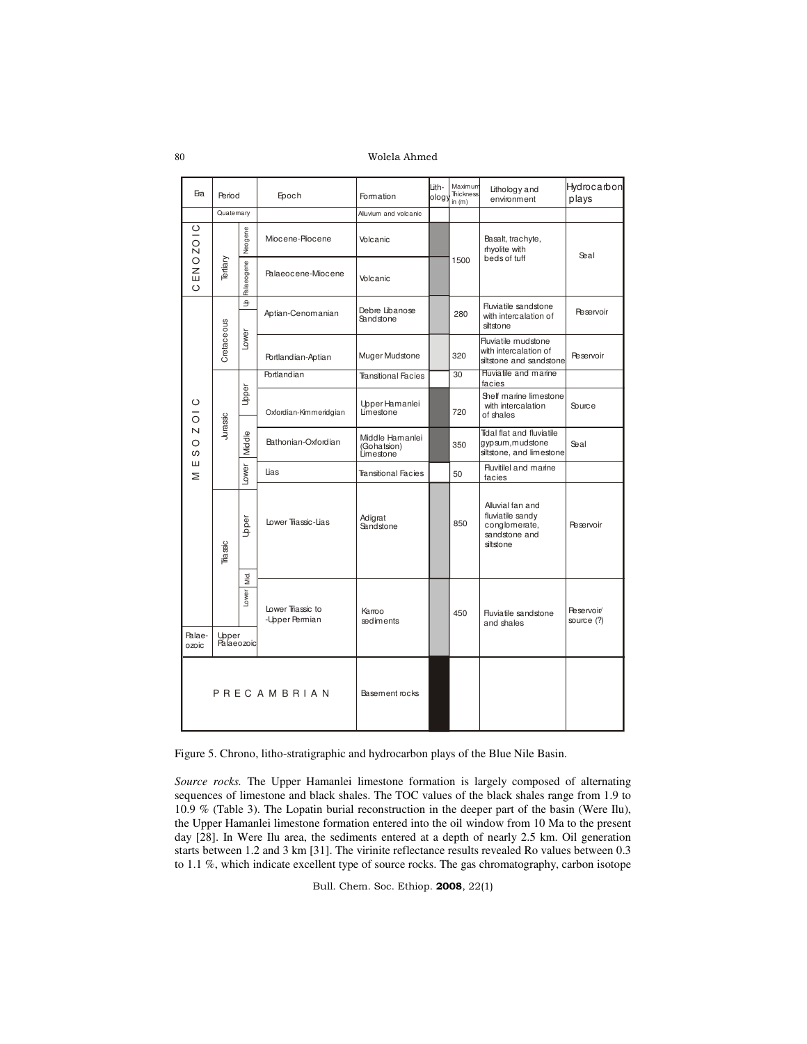| Era | Period | | Epoch | Formation | Lith-ology | Maximum Thickness in (m) | Lithology and environment | Hydrocarbon plays |
|---|---|---|---|---|---|---|---|---|
| | Quaternary | | | Alluvium and volcanic | | | | |
| CENOZOIC | Tertiary | Neogene | Miocene-Pliocene | Volcanic | | 1500 | Basalt, trachyte, rhyolite with beds of tuff | Seal |
| | | Palaeogene | Palaeocene-Miocene | Volcanic | | | | |
| MESOZOIC | Cretaceous | Up | Aptian-Cenomanian | Debre Libanose Sandstone | | 280 | Fluviatile sandstone with intercalation of siltstone | Reservoir |
| | | Lower | Portlandian-Aptian | Muger Mudstone | | 320 | Fluviatile mudstone with intercalation of siltstone and sandstone | Reservoir |
| | Jurassic | Upper | Portlandian | Transitional Facies | | 30 | Fluviatile and marine facies | |
| | | | Oxfordian-Kimmeridgian | Upper Hamanlei Limestone | | 720 | Shelf marine limestone with intercalation of shales | Source |
| | | Middle | Bathonian-Oxfordian | Middle Hamanlei (Gohatsion) Limestone | | 350 | Tidal flat and fluviatile gypsum, mudstone siltstone, and limestone | Seal |
| | | Lower | Lias | Transitional Facies | | 50 | Fluvitilel and marine facies | |
| | Triassic | Upper | Lower Triassic-Lias | Adigrat Sandstone | | 850 | Alluvial fan and fluviatile sandy conglomerate, sandstone and siltstone | Reservoir |
| | | Mid. | | | | | | |
| | | Lower | Lower Triassic to -Upper Permian | Karroo sediments | | 450 | Fluviatile sandstone and shales | Reservoir/ source (?) |
| Palae-ozoic | Upper Palaeozoic | | | | | | | |
| PRECAMBRIAN | | | | Basement rocks | | | | |

Figure 5. Chrono, litho-stratigraphic and hydrocarbon plays of the Blue Nile Basin.

*Source rocks.* The Upper Hamanlei limestone formation is largely composed of alternating sequences of limestone and black shales. The TOC values of the black shales range from 1.9 to 10.9 % (Table 3). The Lopatin burial reconstruction in the deeper part of the basin (Were Ilu), the Upper Hamanlei limestone formation entered into the oil window from 10 Ma to the present day [28]. In Were Ilu area, the sediments entered at a depth of nearly 2.5 km. Oil generation starts between 1.2 and 3 km [31]. The virinite reflectance results revealed Ro values between 0.3 to 1.1 %, which indicate excellent type of source rocks. The gas chromatography, carbon isotope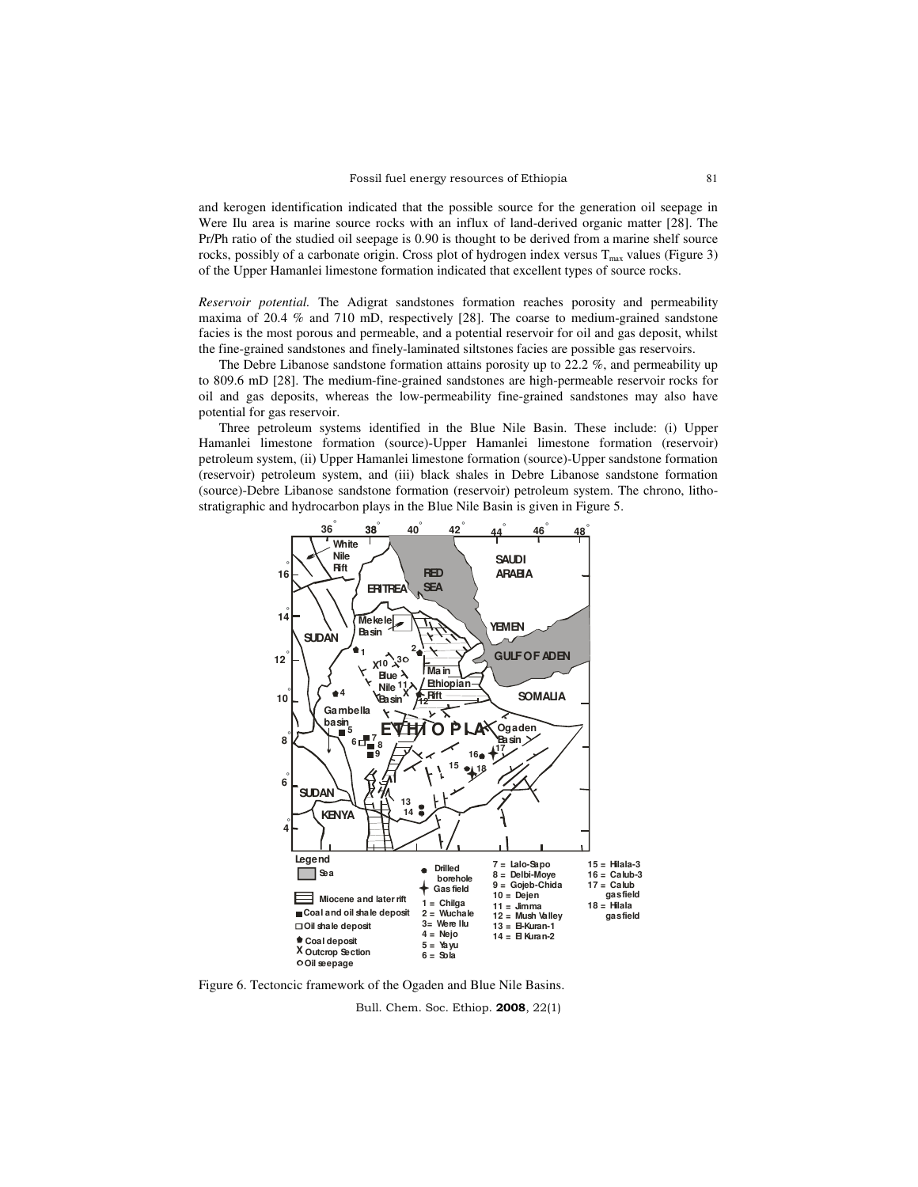and kerogen identification indicated that the possible source for the generation oil seepage in Were Ilu area is marine source rocks with an influx of land-derived organic matter [28]. The Pr/Ph ratio of the studied oil seepage is 0.90 is thought to be derived from a marine shelf source rocks, possibly of a carbonate origin. Cross plot of hydrogen index versus $T_{max}$ values (Figure 3) of the Upper Hamanlei limestone formation indicated that excellent types of source rocks.

*Reservoir potential.* The Adigrat sandstones formation reaches porosity and permeability maxima of 20.4 % and 710 mD, respectively [28]. The coarse to medium-grained sandstone facies is the most porous and permeable, and a potential reservoir for oil and gas deposit, whilst the fine-grained sandstones and finely-laminated siltstones facies are possible gas reservoirs.

The Debre Libanose sandstone formation attains porosity up to 22.2 %, and permeability up to 809.6 mD [28]. The medium-fine-grained sandstones are high-permeable reservoir rocks for oil and gas deposits, whereas the low-permeability fine-grained sandstones may also have potential for gas reservoir.

Three petroleum systems identified in the Blue Nile Basin. These include: (i) Upper Hamanlei limestone formation (source)-Upper Hamanlei limestone formation (reservoir) petroleum system, (ii) Upper Hamanlei limestone formation (source)-Upper sandstone formation (reservoir) petroleum system, and (iii) black shales in Debre Libanose sandstone formation (source)-Debre Libanose sandstone formation (reservoir) petroleum system. The chrono, litho-stratigraphic and hydrocarbon plays in the Blue Nile Basin is given in Figure 5.

Figure 6. Tectoncic framework of the Ogaden and Blue Nile Basins.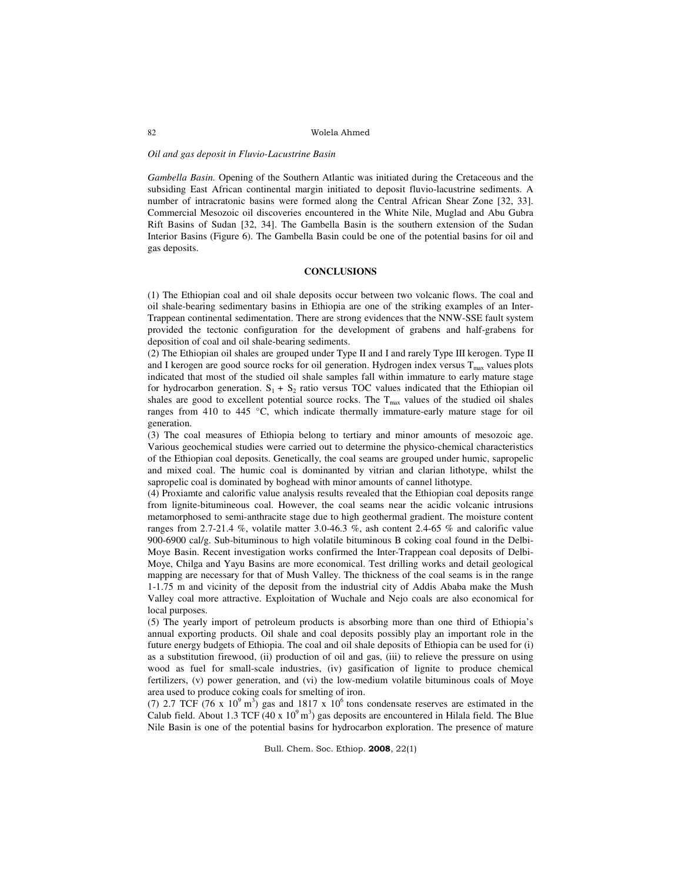*Oil and gas deposit in Fluvio-Lacustrine Basin*

*Gambella Basin.* Opening of the Southern Atlantic was initiated during the Cretaceous and the subsiding East African continental margin initiated to deposit fluvio-lacustrine sediments. A number of intracratonic basins were formed along the Central African Shear Zone [32, 33]. Commercial Mesozoic oil discoveries encountered in the White Nile, Muglad and Abu Gubra Rift Basins of Sudan [32, 34]. The Gambella Basin is the southern extension of the Sudan Interior Basins (Figure 6). The Gambella Basin could be one of the potential basins for oil and gas deposits.

## CONCLUSIONS

(1) The Ethiopian coal and oil shale deposits occur between two volcanic flows. The coal and oil shale-bearing sedimentary basins in Ethiopia are one of the striking examples of an Inter-Trappean continental sedimentation. There are strong evidences that the NNW-SSE fault system provided the tectonic configuration for the development of grabens and half-grabens for deposition of coal and oil shale-bearing sediments.

(2) The Ethiopian oil shales are grouped under Type II and I and rarely Type III kerogen. Type II and I kerogen are good source rocks for oil generation. Hydrogen index versus $T_{max}$ values plots indicated that most of the studied oil shale samples fall within immature to early mature stage for hydrocarbon generation. $S_1 + S_2$ ratio versus TOC values indicated that the Ethiopian oil shales are good to excellent potential source rocks. The $T_{max}$ values of the studied oil shales ranges from 410 to 445 °C, which indicate thermally immature-early mature stage for oil generation.

(3) The coal measures of Ethiopia belong to tertiary and minor amounts of mesozoic age. Various geochemical studies were carried out to determine the physico-chemical characteristics of the Ethiopian coal deposits. Genetically, the coal seams are grouped under humic, sapropelic and mixed coal. The humic coal is dominanted by vitrian and clarian lithotype, whilst the sapropelic coal is dominated by boghead with minor amounts of cannel lithotype.

(4) Proxiamte and calorific value analysis results revealed that the Ethiopian coal deposits range from lignite-bitumineous coal. However, the coal seams near the acidic volcanic intrusions metamorphosed to semi-anthracite stage due to high geothermal gradient. The moisture content ranges from 2.7-21.4 %, volatile matter 3.0-46.3 %, ash content 2.4-65 % and calorific value 900-6900 cal/g. Sub-bituminous to high volatile bituminous B coking coal found in the Delbi-Moye Basin. Recent investigation works confirmed the Inter-Trappean coal deposits of Delbi-Moye, Chilga and Yayu Basins are more economical. Test drilling works and detail geological mapping are necessary for that of Mush Valley. The thickness of the coal seams is in the range 1-1.75 m and vicinity of the deposit from the industrial city of Addis Ababa make the Mush Valley coal more attractive. Exploitation of Wuchale and Nejo coals are also economical for local purposes.

(5) The yearly import of petroleum products is absorbing more than one third of Ethiopia's annual exporting products. Oil shale and coal deposits possibly play an important role in the future energy budgets of Ethiopia. The coal and oil shale deposits of Ethiopia can be used for (i) as a substitution firewood, (ii) production of oil and gas, (iii) to relieve the pressure on using wood as fuel for small-scale industries, (iv) gasification of lignite to produce chemical fertilizers, (v) power generation, and (vi) the low-medium volatile bituminous coals of Moye area used to produce coking coals for smelting of iron.

(7) 2.7 TCF (76 x $10^9$ $m^3$) gas and 1817 x $10^6$ tons condensate reserves are estimated in the Calub field. About 1.3 TCF (40 x $10^9$ $m^3$) gas deposits are encountered in Hilala field. The Blue Nile Basin is one of the potential basins for hydrocarbon exploration. The presence of mature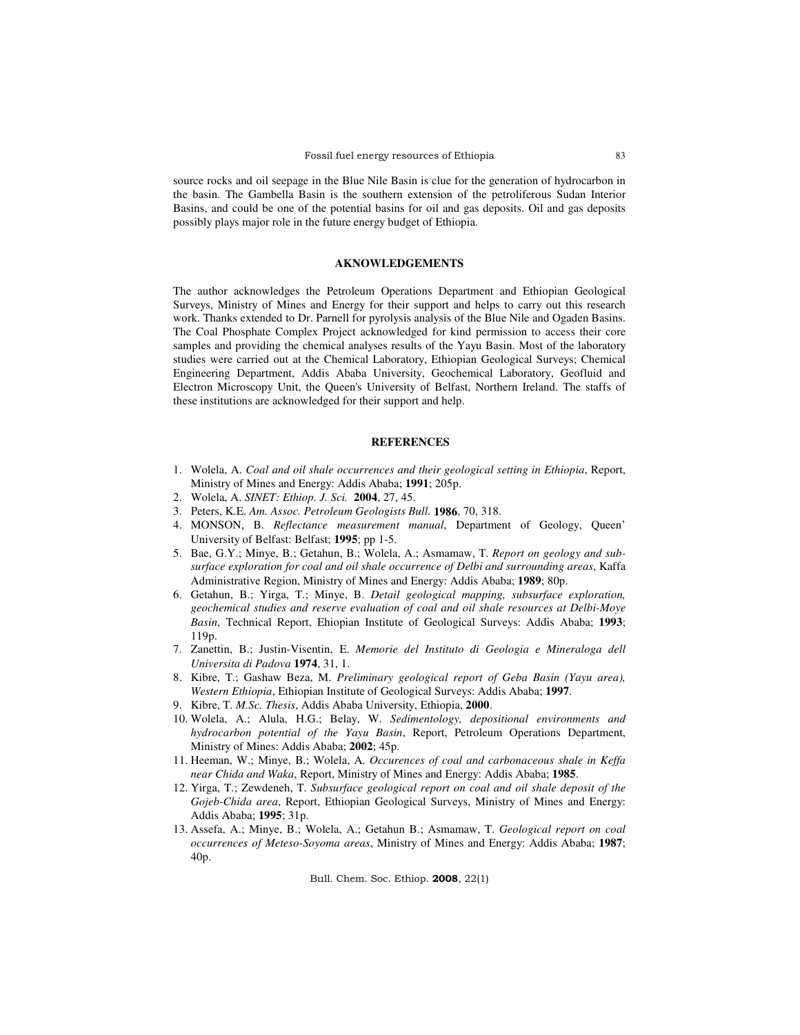source rocks and oil seepage in the Blue Nile Basin is clue for the generation of hydrocarbon in the basin. The Gambella Basin is the southern extension of the petroliferous Sudan Interior Basins, and could be one of the potential basins for oil and gas deposits. Oil and gas deposits possibly plays major role in the future energy budget of Ethiopia.

## AKNOWLEDGEMENTS

The author acknowledges the Petroleum Operations Department and Ethiopian Geological Surveys, Ministry of Mines and Energy for their support and helps to carry out this research work. Thanks extended to Dr. Parnell for pyrolysis analysis of the Blue Nile and Ogaden Basins. The Coal Phosphate Complex Project acknowledged for kind permission to access their core samples and providing the chemical analyses results of the Yayu Basin. Most of the laboratory studies were carried out at the Chemical Laboratory, Ethiopian Geological Surveys; Chemical Engineering Department, Addis Ababa University, Geochemical Laboratory, Geofluid and Electron Microscopy Unit, the Queen's University of Belfast, Northern Ireland. The staffs of these institutions are acknowledged for their support and help.

## REFERENCES

1. Wolela, A. *Coal and oil shale occurrences and their geological setting in Ethiopia*, Report, Ministry of Mines and Energy: Addis Ababa; **1991**; 205p.
2. Wolela, A. *SINET: Ethiop. J. Sci.* **2004**, 27, 45.
3. Peters, K.E. *Am. Assoc. Petroleum Geologists Bull.* **1986**, 70, 318.
4. MONSON, B. *Reflectance measurement manual*, Department of Geology, Queen' University of Belfast: Belfast; **1995**; pp 1-5.
5. Bae, G.Y.; Minye, B.; Getahun, B.; Wolela, A.; Asmamaw, T. *Report on geology and sub-surface exploration for coal and oil shale occurrence of Delbi and surrounding areas*, Kaffa Administrative Region, Ministry of Mines and Energy: Addis Ababa; **1989**; 80p.
6. Getahun, B.; Yirga, T.; Minye, B. *Detail geological mapping, subsurface exploration, geochemical studies and reserve evaluation of coal and oil shale resources at Delbi-Moye Basin*, Technical Report, Ehiopian Institute of Geological Surveys: Addis Ababa; **1993**; 119p.
7. Zanettin, B.; Justin-Visentin, E. *Memorie del Instituto di Geologia e Mineraloga dell Universita di Padova* **1974**, 31, 1.
8. Kibre, T.; Gashaw Beza, M. *Preliminary geological report of Geba Basin (Yayu area), Western Ethiopia*, Ethiopian Institute of Geological Surveys: Addis Ababa; **1997**.
9. Kibre, T. *M.Sc. Thesis*, Addis Ababa University, Ethiopia, **2000**.
10. Wolela, A.; Alula, H.G.; Belay, W. *Sedimentology, depositional environments and hydrocarbon potential of the Yayu Basin*, Report, Petroleum Operations Department, Ministry of Mines: Addis Ababa; **2002**; 45p.
11. Heeman, W.; Minye, B.; Wolela, A. *Occurences of coal and carbonaceous shale in Keffa near Chida and Waka*, Report, Ministry of Mines and Energy: Addis Ababa; **1985**.
12. Yirga, T.; Zewdeneh, T. *Subsurface geological report on coal and oil shale deposit of the Gojeb-Chida area*, Report, Ethiopian Geological Surveys, Ministry of Mines and Energy: Addis Ababa; **1995**; 31p.
13. Assefa, A.; Minye, B.; Wolela, A.; Getahun B.; Asmamaw, T. *Geological report on coal occurrences of Meteso-Soyoma areas*, Ministry of Mines and Energy: Addis Ababa; **1987**; 40p.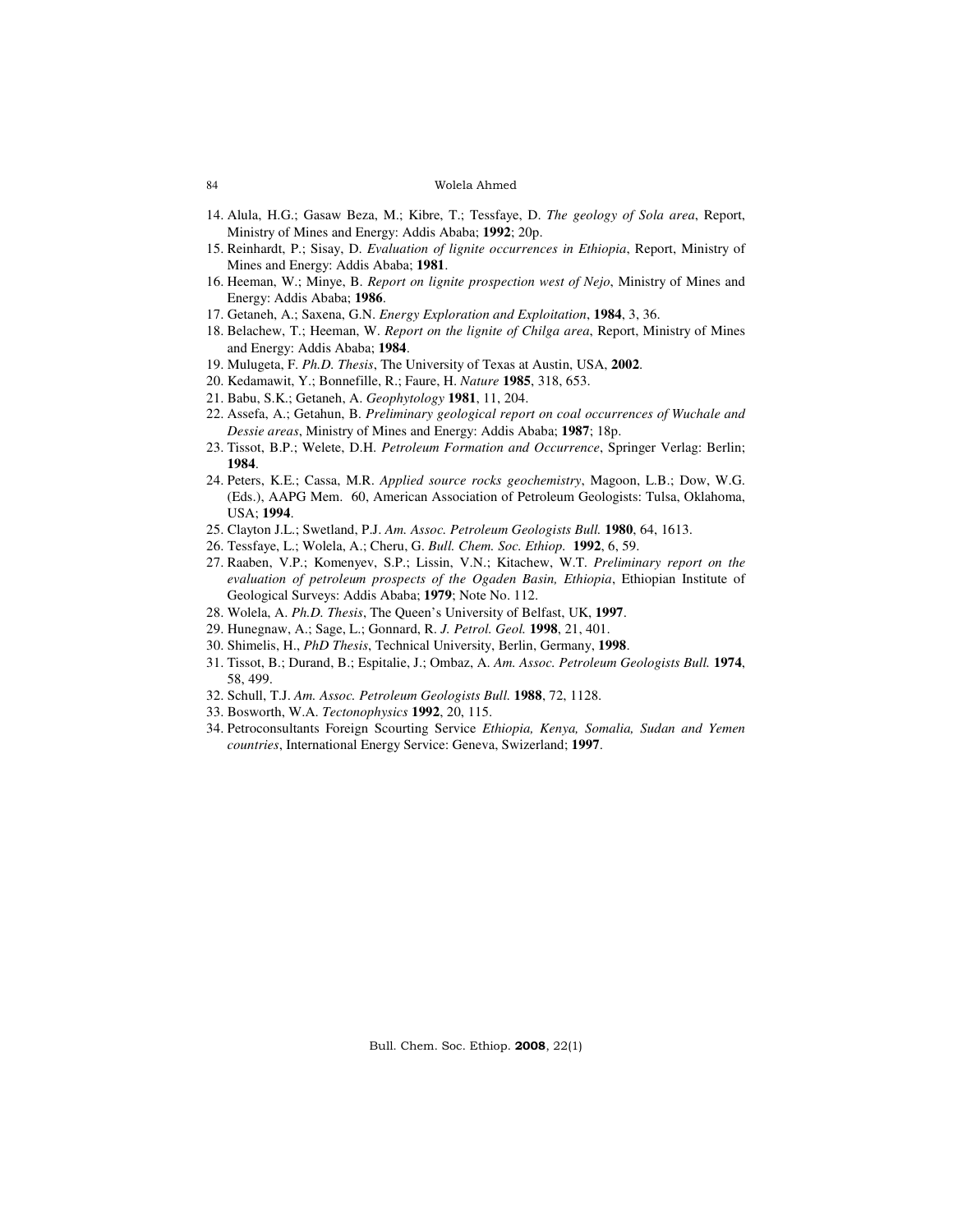14. Alula, H.G.; Gasaw Beza, M.; Kibre, T.; Tessfaye, D. *The geology of Sola area*, Report, Ministry of Mines and Energy: Addis Ababa; **1992**; 20p.
15. Reinhardt, P.; Sisay, D. *Evaluation of lignite occurrences in Ethiopia*, Report, Ministry of Mines and Energy: Addis Ababa; **1981**.
16. Heeman, W.; Minye, B. *Report on lignite prospection west of Nejo*, Ministry of Mines and Energy: Addis Ababa; **1986**.
17. Getaneh, A.; Saxena, G.N. *Energy Exploration and Exploitation*, **1984**, 3, 36.
18. Belachew, T.; Heeman, W. *Report on the lignite of Chilga area*, Report, Ministry of Mines and Energy: Addis Ababa; **1984**.
19. Mulugeta, F. *Ph.D. Thesis*, The University of Texas at Austin, USA, **2002**.
20. Kedamawit, Y.; Bonnefille, R.; Faure, H. *Nature* **1985**, 318, 653.
21. Babu, S.K.; Getaneh, A. *Geophytology* **1981**, 11, 204.
22. Assefa, A.; Getahun, B. *Preliminary geological report on coal occurrences of Wuchale and Dessie areas*, Ministry of Mines and Energy: Addis Ababa; **1987**; 18p.
23. Tissot, B.P.; Welete, D.H. *Petroleum Formation and Occurrence*, Springer Verlag: Berlin; **1984**.
24. Peters, K.E.; Cassa, M.R. *Applied source rocks geochemistry*, Magoon, L.B.; Dow, W.G. (Eds.), AAPG Mem. 60, American Association of Petroleum Geologists: Tulsa, Oklahoma, USA; **1994**.
25. Clayton J.L.; Swetland, P.J. *Am. Assoc. Petroleum Geologists Bull.* **1980**, 64, 1613.
26. Tessfaye, L.; Wolela, A.; Cheru, G. *Bull. Chem. Soc. Ethiop.* **1992**, 6, 59.
27. Raaben, V.P.; Komenyev, S.P.; Lissin, V.N.; Kitachew, W.T. *Preliminary report on the evaluation of petroleum prospects of the Ogaden Basin, Ethiopia*, Ethiopian Institute of Geological Surveys: Addis Ababa; **1979**; Note No. 112.
28. Wolela, A. *Ph.D. Thesis*, The Queen's University of Belfast, UK, **1997**.
29. Hunegnaw, A.; Sage, L.; Gonnard, R. *J. Petrol. Geol.* **1998**, 21, 401.
30. Shimelis, H., *PhD Thesis*, Technical University, Berlin, Germany, **1998**.
31. Tissot, B.; Durand, B.; Espitalie, J.; Ombaz, A. *Am. Assoc. Petroleum Geologists Bull.* **1974**, 58, 499.
32. Schull, T.J. *Am. Assoc. Petroleum Geologists Bull.* **1988**, 72, 1128.
33. Bosworth, W.A. *Tectonophysics* **1992**, 20, 115.
34. Petroconsultants Foreign Scourting Service *Ethiopia, Kenya, Somalia, Sudan and Yemen countries*, International Energy Service: Geneva, Swizerland; **1997**.